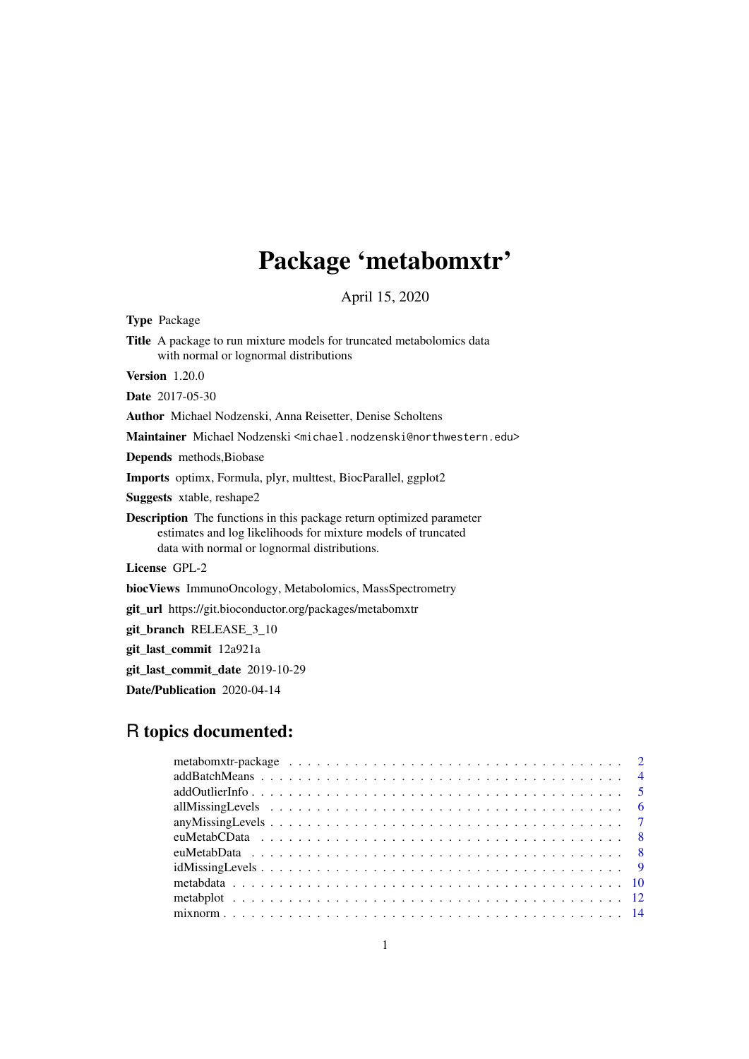# Package 'metabomxtr'

April 15, 2020

**Type** Package

**Title** A package to run mixture models for truncated metabolomics data with normal or lognormal distributions

**Version** 1.20.0

**Date** 2017-05-30

**Author** Michael Nodzenski, Anna Reisetter, Denise Scholtens

**Maintainer** Michael Nodzenski <michael.nodzenski@northwestern.edu>

**Depends** methods,Biobase

**Imports** optimx, Formula, plyr, multtest, BiocParallel, ggplot2

**Suggests** xtable, reshape2

**Description** The functions in this package return optimized parameter estimates and log likelihoods for mixture models of truncated data with normal or lognormal distributions.

**License** GPL-2

**biocViews** ImmunoOncology, Metabolomics, MassSpectrometry

**git_url** https://git.bioconductor.org/packages/metabomxtr

**git_branch** RELEASE_3_10

**git_last_commit** 12a921a

**git_last_commit_date** 2019-10-29

**Date/Publication** 2020-04-14

## R topics documented:

- metabomxtr-package . . . . . . . . . . . . . . . . . . . . . . . . . . . . . . . . . . . . . 2
- addBatchMeans . . . . . . . . . . . . . . . . . . . . . . . . . . . . . . . . . . . . . . . . 4
- addOutlierInfo . . . . . . . . . . . . . . . . . . . . . . . . . . . . . . . . . . . . . . . . 5
- allMissingLevels . . . . . . . . . . . . . . . . . . . . . . . . . . . . . . . . . . . . . . . 6
- anyMissingLevels . . . . . . . . . . . . . . . . . . . . . . . . . . . . . . . . . . . . . . 7
- euMetabCData . . . . . . . . . . . . . . . . . . . . . . . . . . . . . . . . . . . . . . . . 8
- euMetabData . . . . . . . . . . . . . . . . . . . . . . . . . . . . . . . . . . . . . . . . . 8
- idMissingLevels . . . . . . . . . . . . . . . . . . . . . . . . . . . . . . . . . . . . . . . 9
- metabdata . . . . . . . . . . . . . . . . . . . . . . . . . . . . . . . . . . . . . . . . . . 10
- metabplot . . . . . . . . . . . . . . . . . . . . . . . . . . . . . . . . . . . . . . . . . . 12
- mixnorm . . . . . . . . . . . . . . . . . . . . . . . . . . . . . . . . . . . . . . . . . . . 14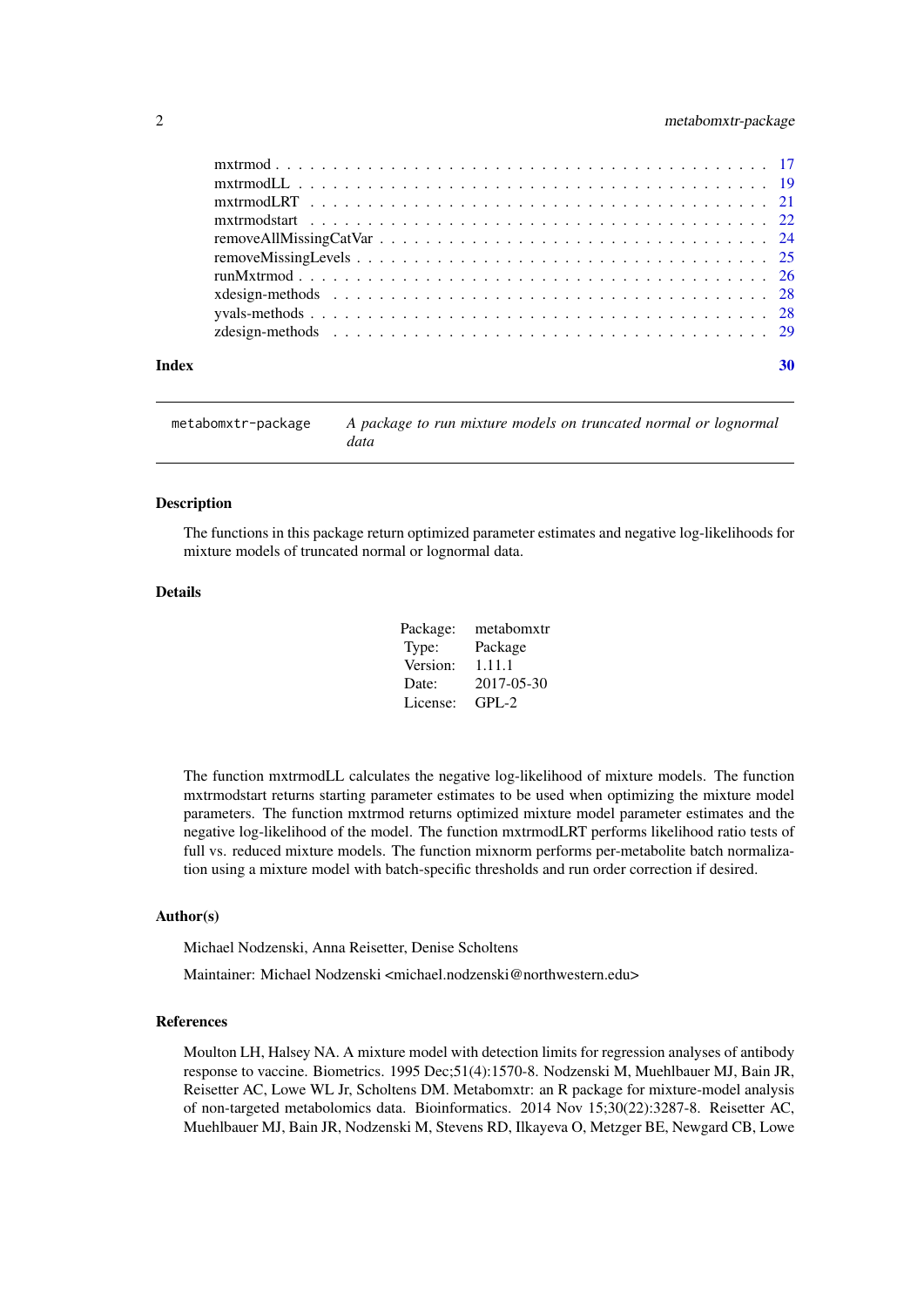mxtrmod . . . . . . . . . . . . . . . . . . . . . . . . . . . . . . . . . . . . . . . . 17
mxtrmodLL . . . . . . . . . . . . . . . . . . . . . . . . . . . . . . . . . . . . . . . 19
mxtrmodLRT . . . . . . . . . . . . . . . . . . . . . . . . . . . . . . . . . . . . . . 21
mxtrmodstart . . . . . . . . . . . . . . . . . . . . . . . . . . . . . . . . . . . . . 22
removeAllMissingCatVar . . . . . . . . . . . . . . . . . . . . . . . . . . . . . . . . . 24
removeMissingLevels . . . . . . . . . . . . . . . . . . . . . . . . . . . . . . . . . . 25
runMxtrmod . . . . . . . . . . . . . . . . . . . . . . . . . . . . . . . . . . . . . . 26
xdesign-methods . . . . . . . . . . . . . . . . . . . . . . . . . . . . . . . . . . . . 28
yvals-methods . . . . . . . . . . . . . . . . . . . . . . . . . . . . . . . . . . . . . 28
zdesign-methods . . . . . . . . . . . . . . . . . . . . . . . . . . . . . . . . . . . . 29

**Index** **30**

---

## metabomxtr-package — *A package to run mixture models on truncated normal or lognormal data*

### Description

The functions in this package return optimized parameter estimates and negative log-likelihoods for mixture models of truncated normal or lognormal data.

### Details

| | |
|---|---|
| Package: | metabomxtr |
| Type: | Package |
| Version: | 1.11.1 |
| Date: | 2017-05-30 |
| License: | GPL-2 |

The function mxtrmodLL calculates the negative log-likelihood of mixture models. The function mxtrmodstart returns starting parameter estimates to be used when optimizing the mixture model parameters. The function mxtrmod returns optimized mixture model parameter estimates and the negative log-likelihood of the model. The function mxtrmodLRT performs likelihood ratio tests of full vs. reduced mixture models. The function mixnorm performs per-metabolite batch normalization using a mixture model with batch-specific thresholds and run order correction if desired.

### Author(s)

Michael Nodzenski, Anna Reisetter, Denise Scholtens

Maintainer: Michael Nodzenski <michael.nodzenski@northwestern.edu>

### References

Moulton LH, Halsey NA. A mixture model with detection limits for regression analyses of antibody response to vaccine. Biometrics. 1995 Dec;51(4):1570-8. Nodzenski M, Muehlbauer MJ, Bain JR, Reisetter AC, Lowe WL Jr, Scholtens DM. Metabomxtr: an R package for mixture-model analysis of non-targeted metabolomics data. Bioinformatics. 2014 Nov 15;30(22):3287-8. Reisetter AC, Muehlbauer MJ, Bain JR, Nodzenski M, Stevens RD, Ilkayeva O, Metzger BE, Newgard CB, Lowe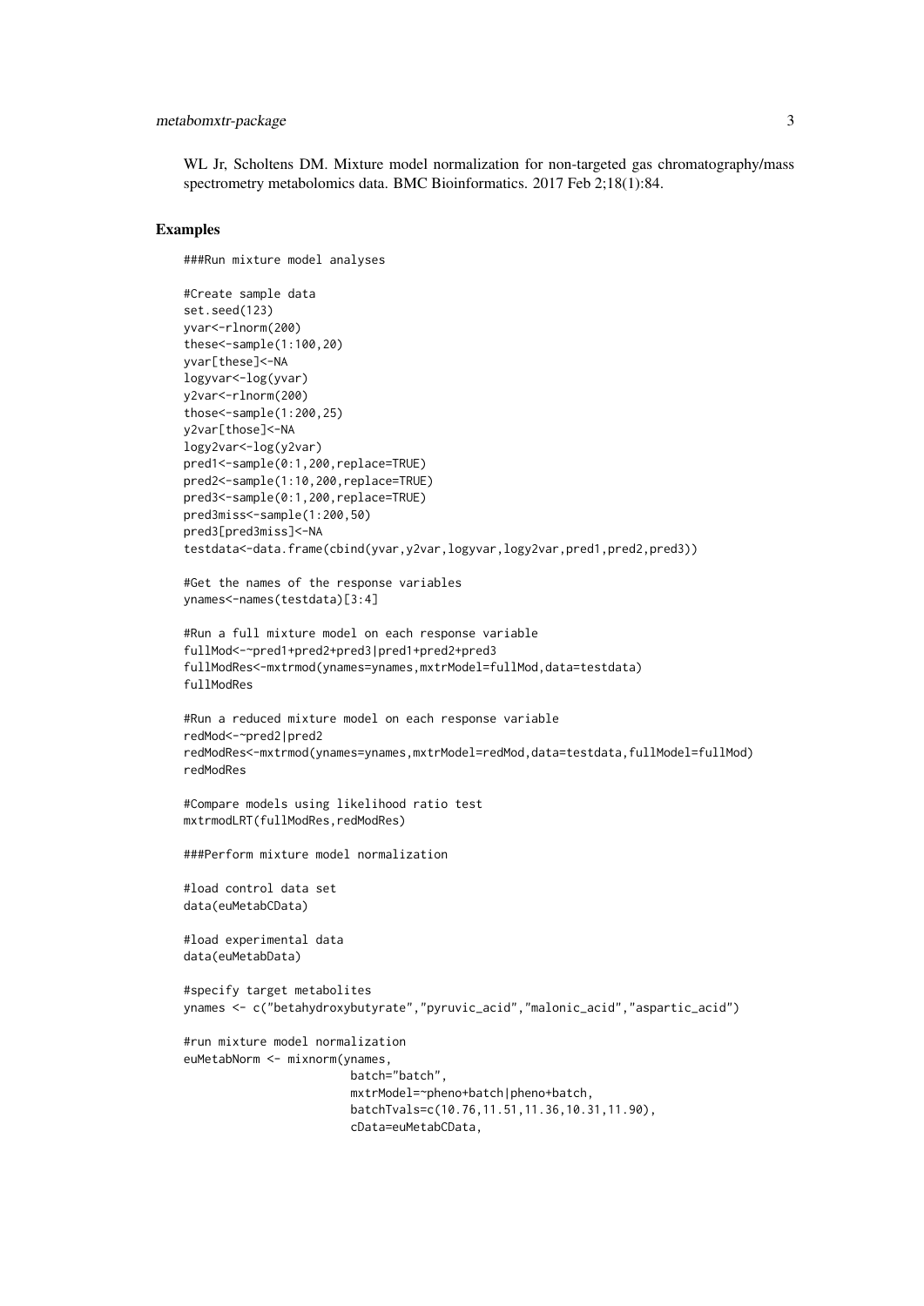WL Jr, Scholtens DM. Mixture model normalization for non-targeted gas chromatography/mass spectrometry metabolomics data. BMC Bioinformatics. 2017 Feb 2;18(1):84.

## Examples

```
###Run mixture model analyses

#Create sample data
set.seed(123)
yvar<-rlnorm(200)
these<-sample(1:100,20)
yvar[these]<-NA
logyvar<-log(yvar)
y2var<-rlnorm(200)
those<-sample(1:200,25)
y2var[those]<-NA
logy2var<-log(y2var)
pred1<-sample(0:1,200,replace=TRUE)
pred2<-sample(1:10,200,replace=TRUE)
pred3<-sample(0:1,200,replace=TRUE)
pred3miss<-sample(1:200,50)
pred3[pred3miss]<-NA
testdata<-data.frame(cbind(yvar,y2var,logyvar,logy2var,pred1,pred2,pred3))

#Get the names of the response variables
ynames<-names(testdata)[3:4]

#Run a full mixture model on each response variable
fullMod<-~pred1+pred2+pred3|pred1+pred2+pred3
fullModRes<-mxtrmod(ynames=ynames,mxtrModel=fullMod,data=testdata)
fullModRes

#Run a reduced mixture model on each response variable
redMod<-~pred2|pred2
redModRes<-mxtrmod(ynames=ynames,mxtrModel=redMod,data=testdata,fullModel=fullMod)
redModRes

#Compare models using likelihood ratio test
mxtrmodLRT(fullModRes,redModRes)

###Perform mixture model normalization

#load control data set
data(euMetabCData)

#load experimental data
data(euMetabData)

#specify target metabolites
ynames <- c("betahydroxybutyrate","pyruvic_acid","malonic_acid","aspartic_acid")

#run mixture model normalization
euMetabNorm <- mixnorm(ynames,
                        batch="batch",
                        mxtrModel=~pheno+batch|pheno+batch,
                        batchTvals=c(10.76,11.51,11.36,10.31,11.90),
                        cData=euMetabCData,
```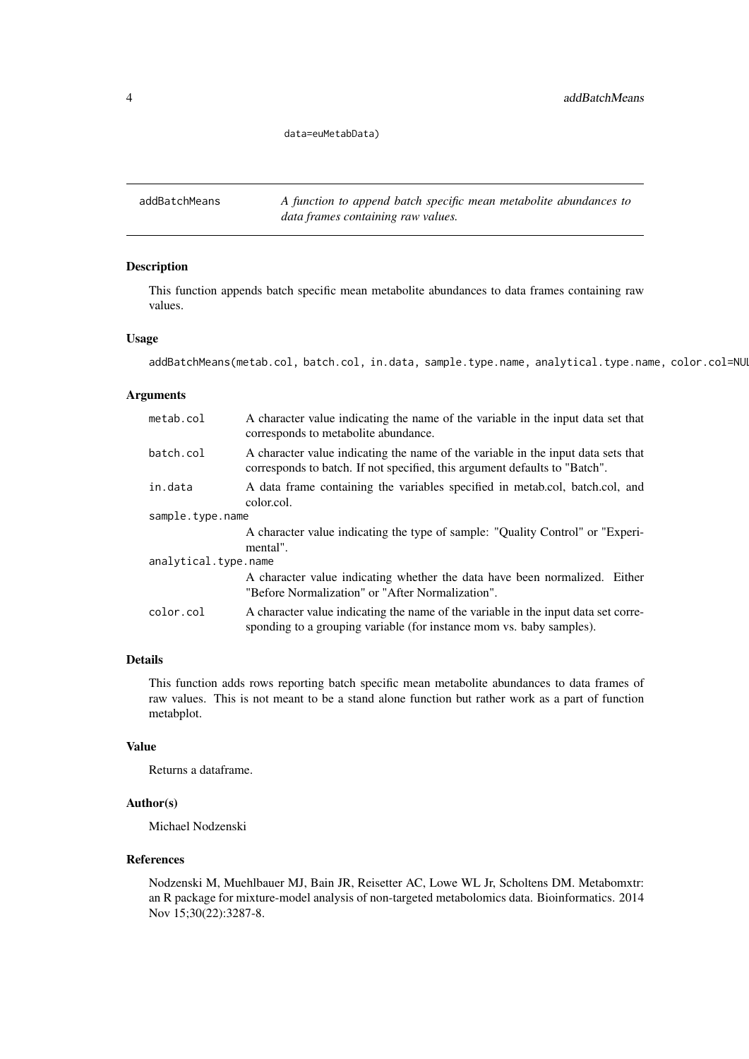```
data=euMetabData)
```

## addBatchMeans

*A function to append batch specific mean metabolite abundances to data frames containing raw values.*

### Description

This function appends batch specific mean metabolite abundances to data frames containing raw values.

### Usage

```
addBatchMeans(metab.col, batch.col, in.data, sample.type.name, analytical.type.name, color.col=NUL
```

### Arguments

| Argument | Description |
|---|---|
| `metab.col` | A character value indicating the name of the variable in the input data set that corresponds to metabolite abundance. |
| `batch.col` | A character value indicating the name of the variable in the input data sets that corresponds to batch. If not specified, this argument defaults to "Batch". |
| `in.data` | A data frame containing the variables specified in metab.col, batch.col, and color.col. |
| `sample.type.name` | A character value indicating the type of sample: "Quality Control" or "Experimental". |
| `analytical.type.name` | A character value indicating whether the data have been normalized. Either "Before Normalization" or "After Normalization". |
| `color.col` | A character value indicating the name of the variable in the input data set corresponding to a grouping variable (for instance mom vs. baby samples). |

### Details

This function adds rows reporting batch specific mean metabolite abundances to data frames of raw values. This is not meant to be a stand alone function but rather work as a part of function metabplot.

### Value

Returns a dataframe.

### Author(s)

Michael Nodzenski

### References

Nodzenski M, Muehlbauer MJ, Bain JR, Reisetter AC, Lowe WL Jr, Scholtens DM. Metabomxtr: an R package for mixture-model analysis of non-targeted metabolomics data. Bioinformatics. 2014 Nov 15;30(22):3287-8.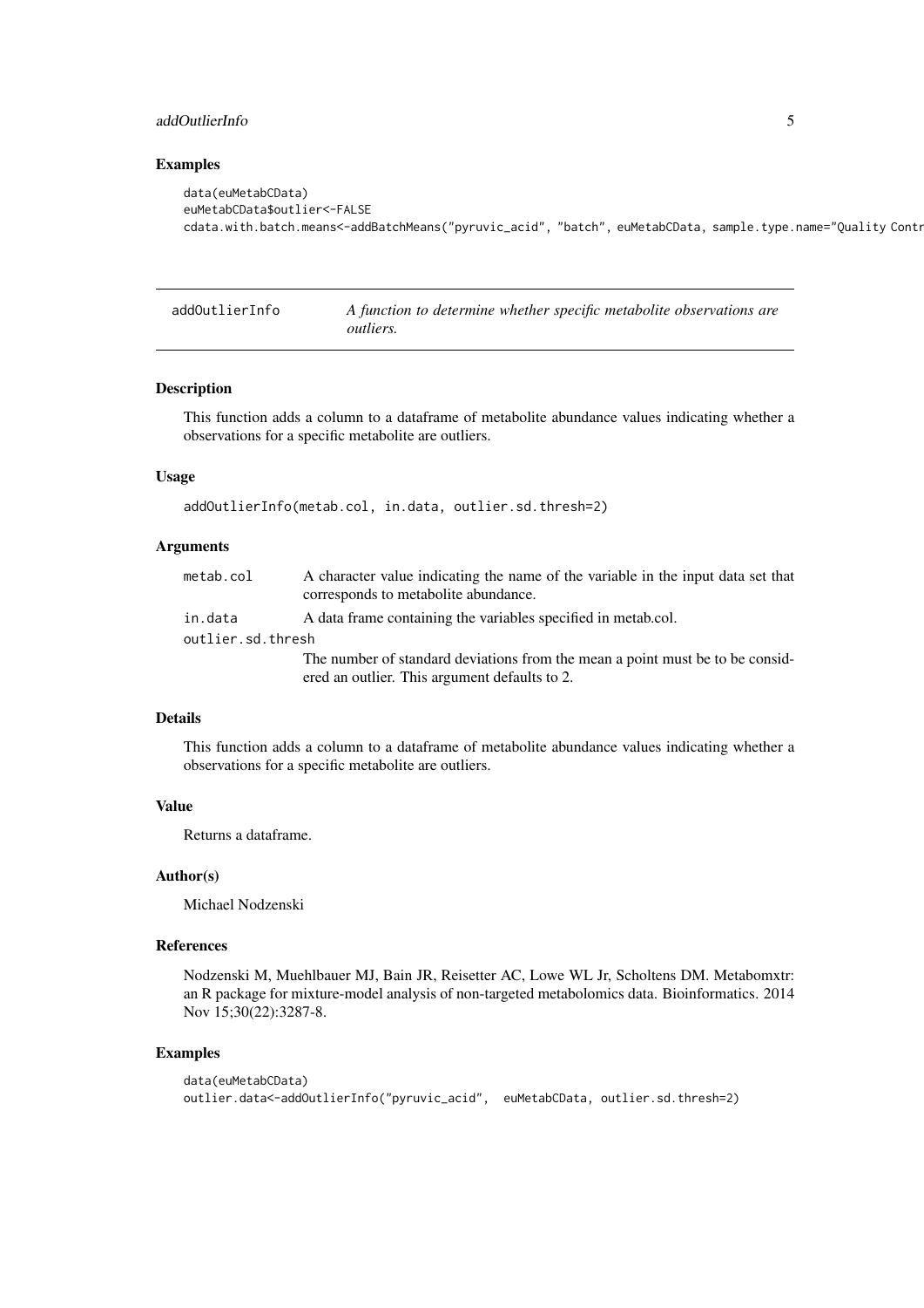### Examples

```
data(euMetabCData)
euMetabCData$outlier<-FALSE
cdata.with.batch.means<-addBatchMeans("pyruvic_acid", "batch", euMetabCData, sample.type.name="Quality Contr
```

---

## addOutlierInfo — *A function to determine whether specific metabolite observations are outliers.*

### Description

This function adds a column to a dataframe of metabolite abundance values indicating whether a observations for a specific metabolite are outliers.

### Usage

```
addOutlierInfo(metab.col, in.data, outlier.sd.thresh=2)
```

### Arguments

| | |
|---|---|
| `metab.col` | A character value indicating the name of the variable in the input data set that corresponds to metabolite abundance. |
| `in.data` | A data frame containing the variables specified in metab.col. |
| `outlier.sd.thresh` | The number of standard deviations from the mean a point must be to be considered an outlier. This argument defaults to 2. |

### Details

This function adds a column to a dataframe of metabolite abundance values indicating whether a observations for a specific metabolite are outliers.

### Value

Returns a dataframe.

### Author(s)

Michael Nodzenski

### References

Nodzenski M, Muehlbauer MJ, Bain JR, Reisetter AC, Lowe WL Jr, Scholtens DM. Metabomxtr: an R package for mixture-model analysis of non-targeted metabolomics data. Bioinformatics. 2014 Nov 15;30(22):3287-8.

### Examples

```
data(euMetabCData)
outlier.data<-addOutlierInfo("pyruvic_acid",  euMetabCData, outlier.sd.thresh=2)
```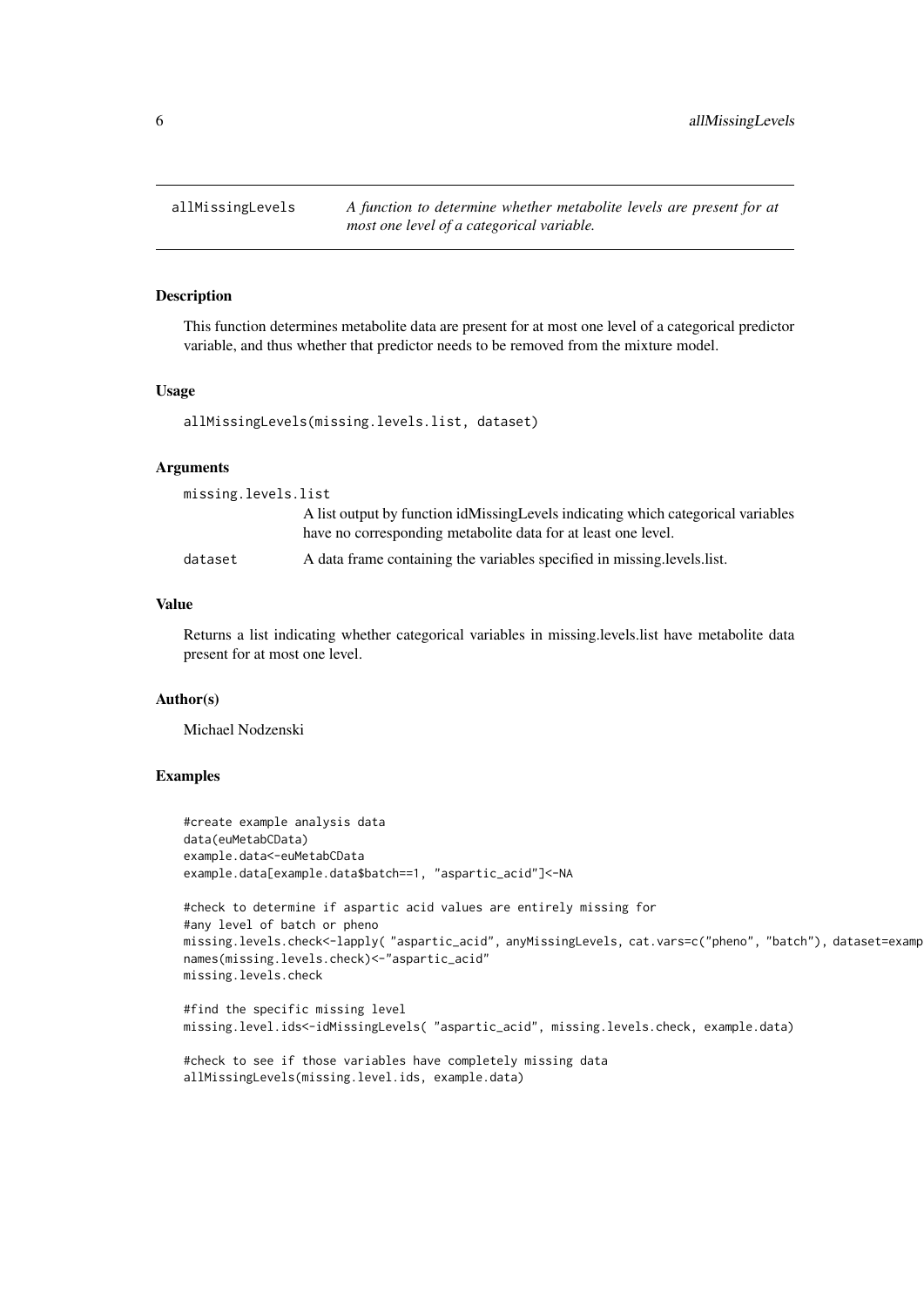## allMissingLevels

*A function to determine whether metabolite levels are present for at most one level of a categorical variable.*

### Description

This function determines metabolite data are present for at most one level of a categorical predictor variable, and thus whether that predictor needs to be removed from the mixture model.

### Usage

```
allMissingLevels(missing.levels.list, dataset)
```

### Arguments

`missing.levels.list`
: A list output by function idMissingLevels indicating which categorical variables have no corresponding metabolite data for at least one level.

`dataset`
: A data frame containing the variables specified in missing.levels.list.

### Value

Returns a list indicating whether categorical variables in missing.levels.list have metabolite data present for at most one level.

### Author(s)

Michael Nodzenski

### Examples

```
#create example analysis data
data(euMetabCData)
example.data<-euMetabCData
example.data[example.data$batch==1, "aspartic_acid"]<-NA

#check to determine if aspartic acid values are entirely missing for
#any level of batch or pheno
missing.levels.check<-lapply( "aspartic_acid", anyMissingLevels, cat.vars=c("pheno", "batch"), dataset=examp
names(missing.levels.check)<-"aspartic_acid"
missing.levels.check

#find the specific missing level
missing.level.ids<-idMissingLevels( "aspartic_acid", missing.levels.check, example.data)

#check to see if those variables have completely missing data
allMissingLevels(missing.level.ids, example.data)
```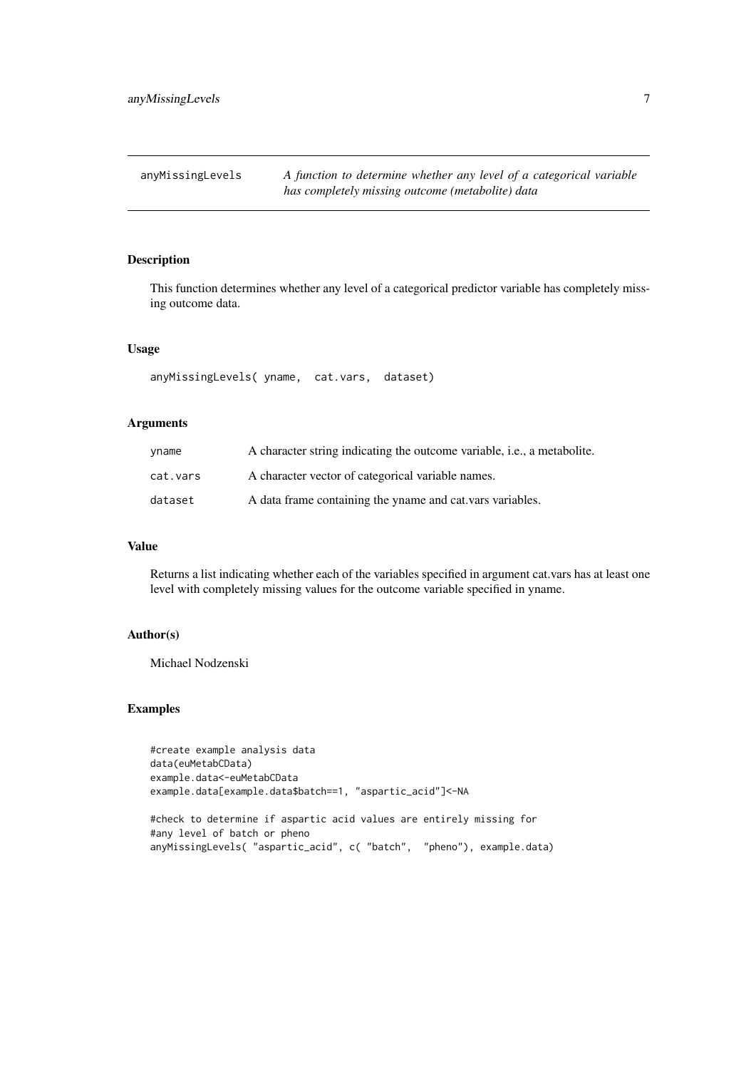anyMissingLevels — *A function to determine whether any level of a categorical variable has completely missing outcome (metabolite) data*

## Description

This function determines whether any level of a categorical predictor variable has completely missing outcome data.

## Usage

```
anyMissingLevels( yname,  cat.vars,  dataset)
```

## Arguments

| | |
|---|---|
| yname | A character string indicating the outcome variable, i.e., a metabolite. |
| cat.vars | A character vector of categorical variable names. |
| dataset | A data frame containing the yname and cat.vars variables. |

## Value

Returns a list indicating whether each of the variables specified in argument cat.vars has at least one level with completely missing values for the outcome variable specified in yname.

## Author(s)

Michael Nodzenski

## Examples

```
#create example analysis data
data(euMetabCData)
example.data<-euMetabCData
example.data[example.data$batch==1, "aspartic_acid"]<-NA

#check to determine if aspartic acid values are entirely missing for
#any level of batch or pheno
anyMissingLevels( "aspartic_acid", c( "batch",  "pheno"), example.data)
```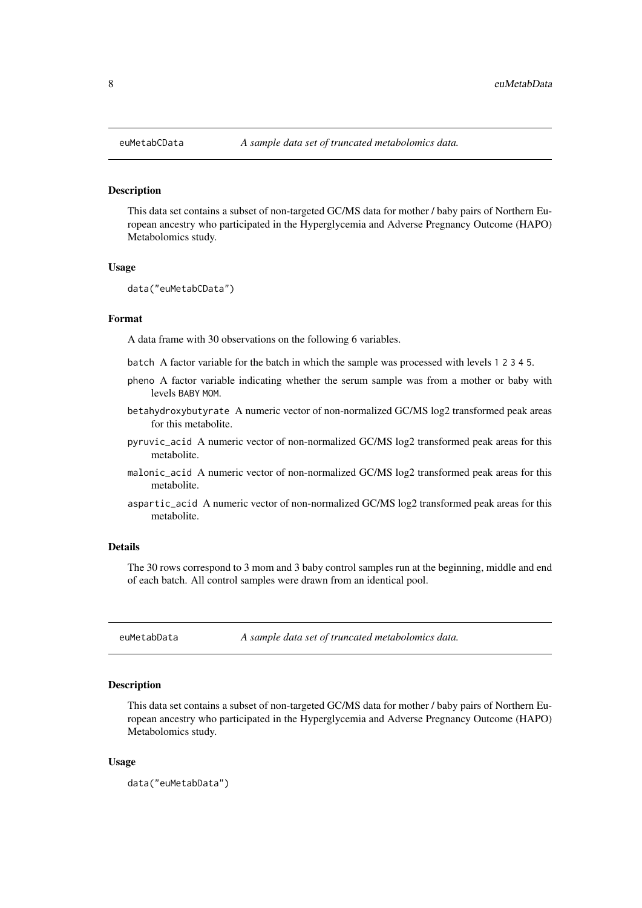## euMetabCData — *A sample data set of truncated metabolomics data.*

### Description

This data set contains a subset of non-targeted GC/MS data for mother / baby pairs of Northern European ancestry who participated in the Hyperglycemia and Adverse Pregnancy Outcome (HAPO) Metabolomics study.

### Usage

```
data("euMetabCData")
```

### Format

A data frame with 30 observations on the following 6 variables.

- `batch` A factor variable for the batch in which the sample was processed with levels `1 2 3 4 5`.
- `pheno` A factor variable indicating whether the serum sample was from a mother or baby with levels `BABY MOM`.
- `betahydroxybutyrate` A numeric vector of non-normalized GC/MS log2 transformed peak areas for this metabolite.
- `pyruvic_acid` A numeric vector of non-normalized GC/MS log2 transformed peak areas for this metabolite.
- `malonic_acid` A numeric vector of non-normalized GC/MS log2 transformed peak areas for this metabolite.
- `aspartic_acid` A numeric vector of non-normalized GC/MS log2 transformed peak areas for this metabolite.

### Details

The 30 rows correspond to 3 mom and 3 baby control samples run at the beginning, middle and end of each batch. All control samples were drawn from an identical pool.

## euMetabData — *A sample data set of truncated metabolomics data.*

### Description

This data set contains a subset of non-targeted GC/MS data for mother / baby pairs of Northern European ancestry who participated in the Hyperglycemia and Adverse Pregnancy Outcome (HAPO) Metabolomics study.

### Usage

```
data("euMetabData")
```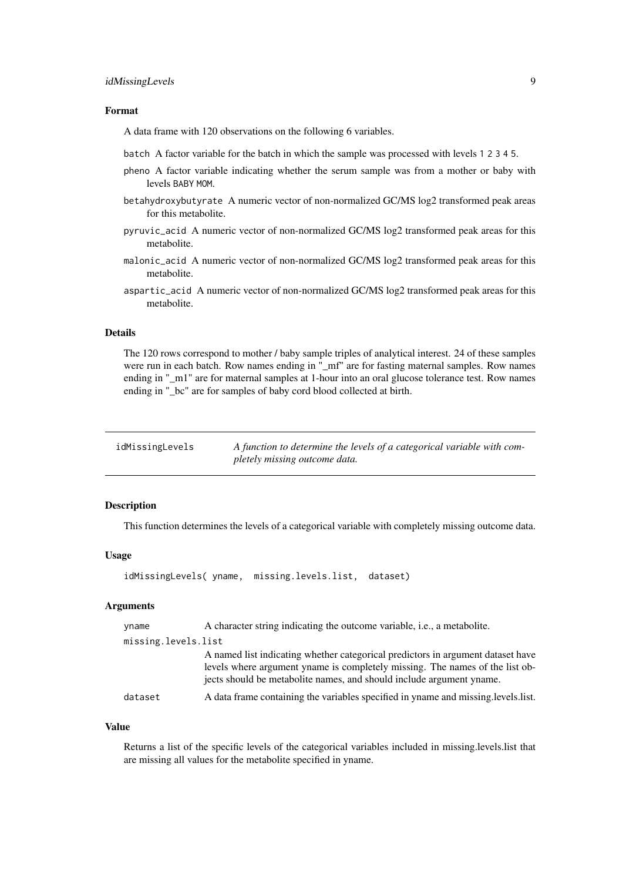### Format

A data frame with 120 observations on the following 6 variables.

- `batch` A factor variable for the batch in which the sample was processed with levels `1 2 3 4 5`.
- `pheno` A factor variable indicating whether the serum sample was from a mother or baby with levels `BABY MOM`.
- `betahydroxybutyrate` A numeric vector of non-normalized GC/MS log2 transformed peak areas for this metabolite.
- `pyruvic_acid` A numeric vector of non-normalized GC/MS log2 transformed peak areas for this metabolite.
- `malonic_acid` A numeric vector of non-normalized GC/MS log2 transformed peak areas for this metabolite.
- `aspartic_acid` A numeric vector of non-normalized GC/MS log2 transformed peak areas for this metabolite.

### Details

The 120 rows correspond to mother / baby sample triples of analytical interest. 24 of these samples were run in each batch. Row names ending in "_mf" are for fasting maternal samples. Row names ending in "_m1" are for maternal samples at 1-hour into an oral glucose tolerance test. Row names ending in "_bc" are for samples of baby cord blood collected at birth.

---

## idMissingLevels — *A function to determine the levels of a categorical variable with completely missing outcome data.*

---

### Description

This function determines the levels of a categorical variable with completely missing outcome data.

### Usage

```
idMissingLevels( yname,  missing.levels.list,  dataset)
```

### Arguments

| Argument | Description |
|---|---|
| `yname` | A character string indicating the outcome variable, i.e., a metabolite. |
| `missing.levels.list` | A named list indicating whether categorical predictors in argument dataset have levels where argument yname is completely missing. The names of the list objects should be metabolite names, and should include argument yname. |
| `dataset` | A data frame containing the variables specified in yname and missing.levels.list. |

### Value

Returns a list of the specific levels of the categorical variables included in missing.levels.list that are missing all values for the metabolite specified in yname.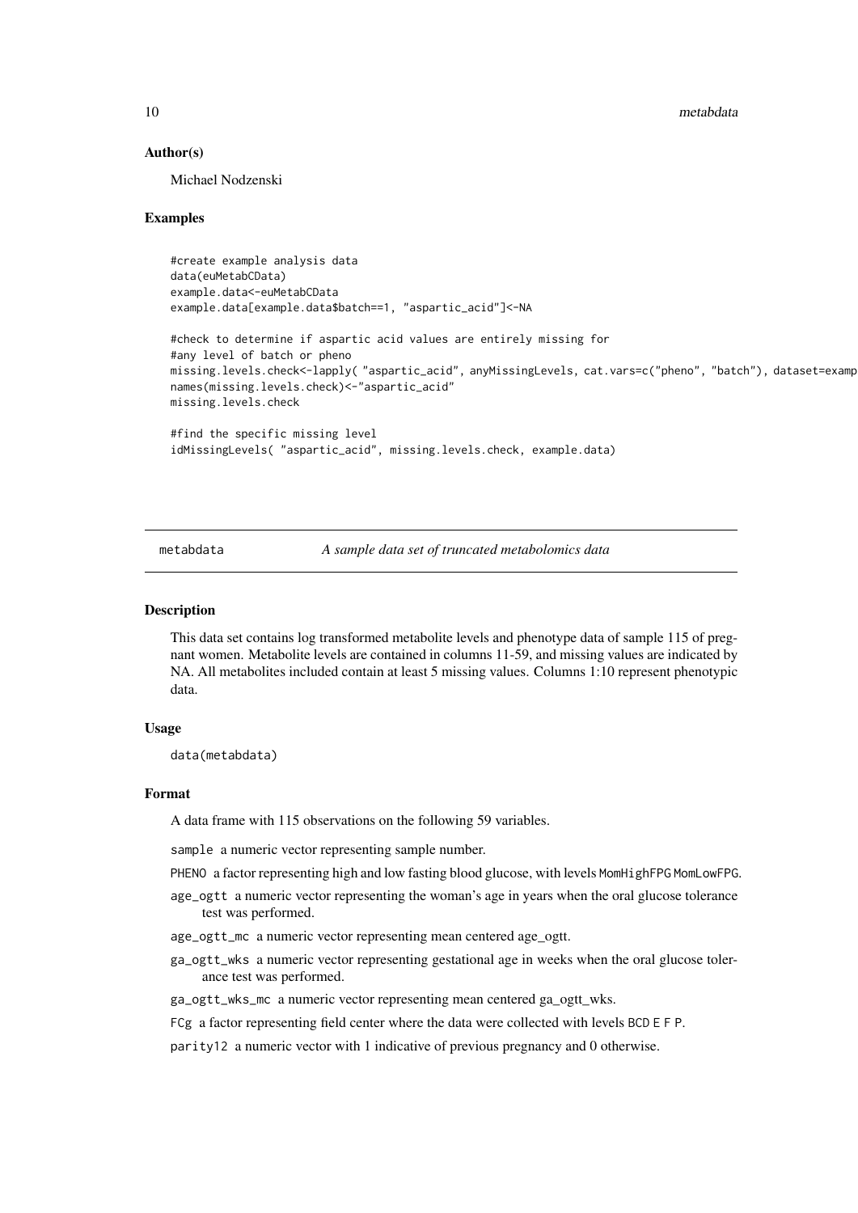### Author(s)

Michael Nodzenski

### Examples

```
#create example analysis data
data(euMetabCData)
example.data<-euMetabCData
example.data[example.data$batch==1, "aspartic_acid"]<-NA

#check to determine if aspartic acid values are entirely missing for
#any level of batch or pheno
missing.levels.check<-lapply( "aspartic_acid", anyMissingLevels, cat.vars=c("pheno", "batch"), dataset=examp
names(missing.levels.check)<-"aspartic_acid"
missing.levels.check

#find the specific missing level
idMissingLevels( "aspartic_acid", missing.levels.check, example.data)
```

---

## metabdata *A sample data set of truncated metabolomics data*

### Description

This data set contains log transformed metabolite levels and phenotype data of sample 115 of pregnant women. Metabolite levels are contained in columns 11-59, and missing values are indicated by NA. All metabolites included contain at least 5 missing values. Columns 1:10 represent phenotypic data.

### Usage

```
data(metabdata)
```

### Format

A data frame with 115 observations on the following 59 variables.

`sample` a numeric vector representing sample number.

`PHENO` a factor representing high and low fasting blood glucose, with levels `MomHighFPG` `MomLowFPG`.

`age_ogtt` a numeric vector representing the woman's age in years when the oral glucose tolerance test was performed.

`age_ogtt_mc` a numeric vector representing mean centered age_ogtt.

`ga_ogtt_wks` a numeric vector representing gestational age in weeks when the oral glucose tolerance test was performed.

`ga_ogtt_wks_mc` a numeric vector representing mean centered ga_ogtt_wks.

`FCg` a factor representing field center where the data were collected with levels `BCD` `E` `F` `P`.

`parity12` a numeric vector with 1 indicative of previous pregnancy and 0 otherwise.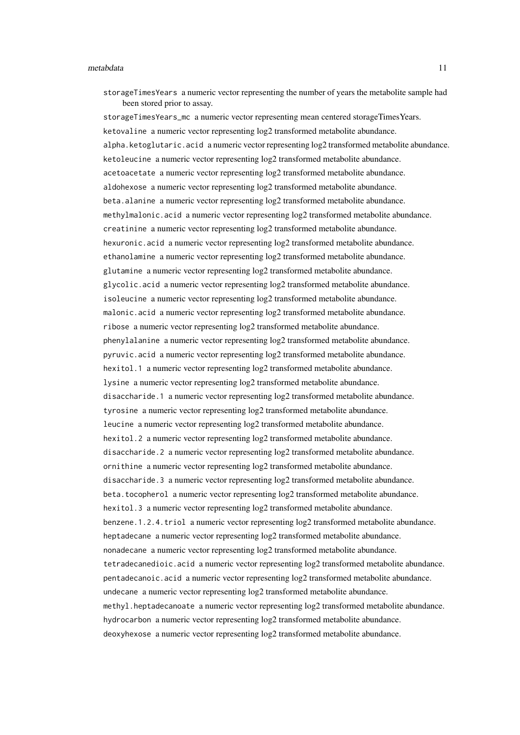storageTimesYears a numeric vector representing the number of years the metabolite sample had been stored prior to assay.

storageTimesYears_mc a numeric vector representing mean centered storageTimesYears.

ketovaline a numeric vector representing log2 transformed metabolite abundance.

alpha.ketoglutaric.acid a numeric vector representing log2 transformed metabolite abundance.

ketoleucine a numeric vector representing log2 transformed metabolite abundance.

acetoacetate a numeric vector representing log2 transformed metabolite abundance.

aldohexose a numeric vector representing log2 transformed metabolite abundance.

beta.alanine a numeric vector representing log2 transformed metabolite abundance.

methylmalonic.acid a numeric vector representing log2 transformed metabolite abundance.

creatinine a numeric vector representing log2 transformed metabolite abundance.

hexuronic.acid a numeric vector representing log2 transformed metabolite abundance.

ethanolamine a numeric vector representing log2 transformed metabolite abundance.

glutamine a numeric vector representing log2 transformed metabolite abundance.

glycolic.acid a numeric vector representing log2 transformed metabolite abundance.

isoleucine a numeric vector representing log2 transformed metabolite abundance.

malonic.acid a numeric vector representing log2 transformed metabolite abundance.

ribose a numeric vector representing log2 transformed metabolite abundance.

phenylalanine a numeric vector representing log2 transformed metabolite abundance.

pyruvic.acid a numeric vector representing log2 transformed metabolite abundance.

hexitol.1 a numeric vector representing log2 transformed metabolite abundance.

lysine a numeric vector representing log2 transformed metabolite abundance.

disaccharide.1 a numeric vector representing log2 transformed metabolite abundance.

tyrosine a numeric vector representing log2 transformed metabolite abundance.

leucine a numeric vector representing log2 transformed metabolite abundance.

hexitol.2 a numeric vector representing log2 transformed metabolite abundance.

disaccharide.2 a numeric vector representing log2 transformed metabolite abundance.

ornithine a numeric vector representing log2 transformed metabolite abundance.

disaccharide.3 a numeric vector representing log2 transformed metabolite abundance.

beta.tocopherol a numeric vector representing log2 transformed metabolite abundance.

hexitol.3 a numeric vector representing log2 transformed metabolite abundance.

benzene.1.2.4.triol a numeric vector representing log2 transformed metabolite abundance.

heptadecane a numeric vector representing log2 transformed metabolite abundance.

nonadecane a numeric vector representing log2 transformed metabolite abundance.

tetradecanedioic.acid a numeric vector representing log2 transformed metabolite abundance.

pentadecanoic.acid a numeric vector representing log2 transformed metabolite abundance.

undecane a numeric vector representing log2 transformed metabolite abundance.

methyl.heptadecanoate a numeric vector representing log2 transformed metabolite abundance.

hydrocarbon a numeric vector representing log2 transformed metabolite abundance.

deoxyhexose a numeric vector representing log2 transformed metabolite abundance.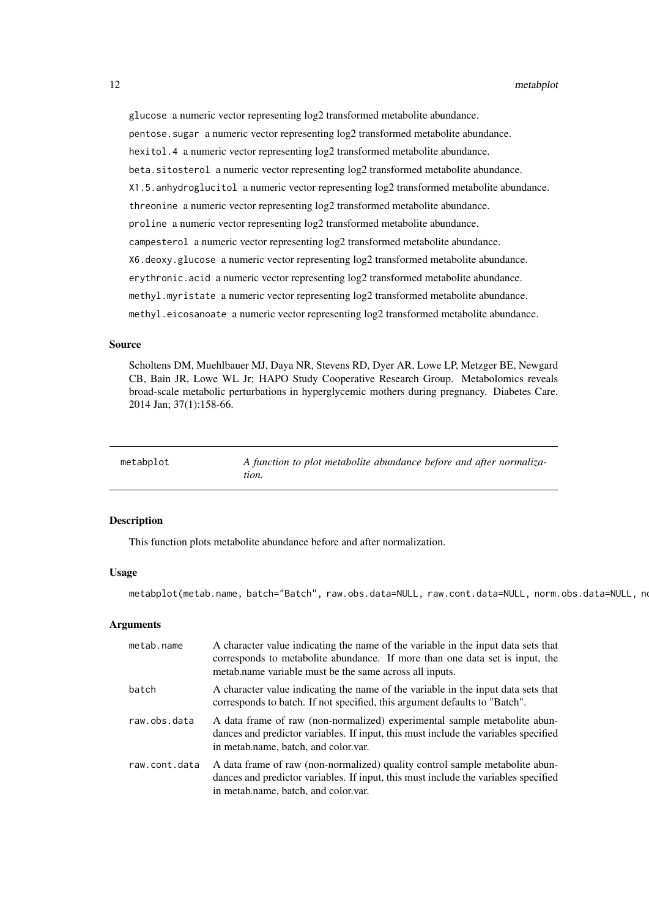glucose a numeric vector representing log2 transformed metabolite abundance.

pentose.sugar a numeric vector representing log2 transformed metabolite abundance.

hexitol.4 a numeric vector representing log2 transformed metabolite abundance.

beta.sitosterol a numeric vector representing log2 transformed metabolite abundance.

X1.5.anhydroglucitol a numeric vector representing log2 transformed metabolite abundance.

threonine a numeric vector representing log2 transformed metabolite abundance.

proline a numeric vector representing log2 transformed metabolite abundance.

campesterol a numeric vector representing log2 transformed metabolite abundance.

X6.deoxy.glucose a numeric vector representing log2 transformed metabolite abundance.

erythronic.acid a numeric vector representing log2 transformed metabolite abundance.

methyl.myristate a numeric vector representing log2 transformed metabolite abundance.

methyl.eicosanoate a numeric vector representing log2 transformed metabolite abundance.

### Source

Scholtens DM, Muehlbauer MJ, Daya NR, Stevens RD, Dyer AR, Lowe LP, Metzger BE, Newgard CB, Bain JR, Lowe WL Jr; HAPO Study Cooperative Research Group. Metabolomics reveals broad-scale metabolic perturbations in hyperglycemic mothers during pregnancy. Diabetes Care. 2014 Jan; 37(1):158-66.

---

## metabplot — *A function to plot metabolite abundance before and after normalization.*

### Description

This function plots metabolite abundance before and after normalization.

### Usage

```
metabplot(metab.name, batch="Batch", raw.obs.data=NULL, raw.cont.data=NULL, norm.obs.data=NULL, no
```

### Arguments

| | |
|---|---|
| metab.name | A character value indicating the name of the variable in the input data sets that corresponds to metabolite abundance. If more than one data set is input, the metab.name variable must be the same across all inputs. |
| batch | A character value indicating the name of the variable in the input data sets that corresponds to batch. If not specified, this argument defaults to "Batch". |
| raw.obs.data | A data frame of raw (non-normalized) experimental sample metabolite abundances and predictor variables. If input, this must include the variables specified in metab.name, batch, and color.var. |
| raw.cont.data | A data frame of raw (non-normalized) quality control sample metabolite abundances and predictor variables. If input, this must include the variables specified in metab.name, batch, and color.var. |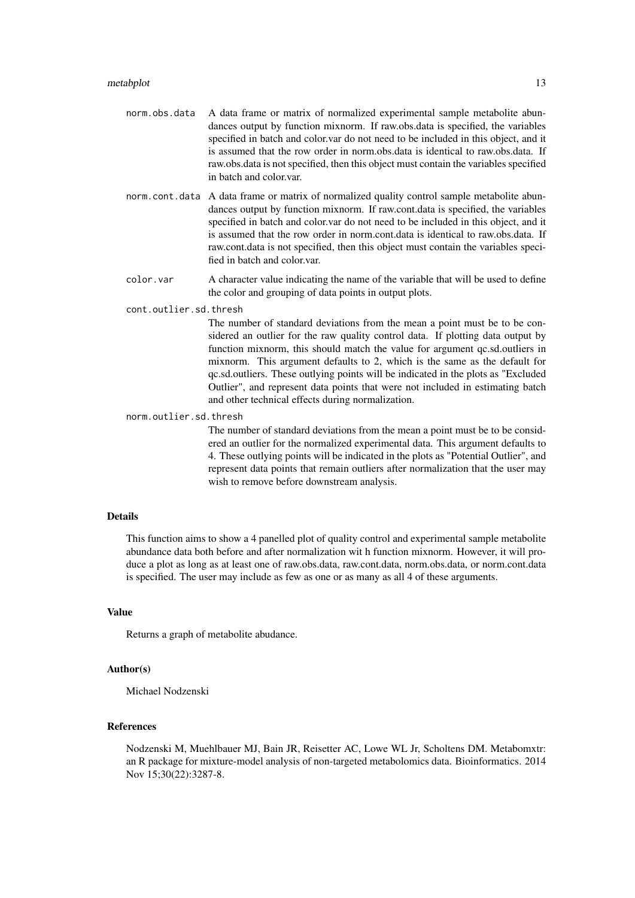`norm.obs.data` A data frame or matrix of normalized experimental sample metabolite abundances output by function mixnorm. If raw.obs.data is specified, the variables specified in batch and color.var do not need to be included in this object, and it is assumed that the row order in norm.obs.data is identical to raw.obs.data. If raw.obs.data is not specified, then this object must contain the variables specified in batch and color.var.

`norm.cont.data` A data frame or matrix of normalized quality control sample metabolite abundances output by function mixnorm. If raw.cont.data is specified, the variables specified in batch and color.var do not need to be included in this object, and it is assumed that the row order in norm.cont.data is identical to raw.obs.data. If raw.cont.data is not specified, then this object must contain the variables specified in batch and color.var.

`color.var` A character value indicating the name of the variable that will be used to define the color and grouping of data points in output plots.

`cont.outlier.sd.thresh`
The number of standard deviations from the mean a point must be to be considered an outlier for the raw quality control data. If plotting data output by function mixnorm, this should match the value for argument qc.sd.outliers in mixnorm. This argument defaults to 2, which is the same as the default for qc.sd.outliers. These outlying points will be indicated in the plots as "Excluded Outlier", and represent data points that were not included in estimating batch and other technical effects during normalization.

`norm.outlier.sd.thresh`
The number of standard deviations from the mean a point must be to be considered an outlier for the normalized experimental data. This argument defaults to 4. These outlying points will be indicated in the plots as "Potential Outlier", and represent data points that remain outliers after normalization that the user may wish to remove before downstream analysis.

## Details

This function aims to show a 4 panelled plot of quality control and experimental sample metabolite abundance data both before and after normalization wit h function mixnorm. However, it will produce a plot as long as at least one of raw.obs.data, raw.cont.data, norm.obs.data, or norm.cont.data is specified. The user may include as few as one or as many as all 4 of these arguments.

## Value

Returns a graph of metabolite abudance.

## Author(s)

Michael Nodzenski

## References

Nodzenski M, Muehlbauer MJ, Bain JR, Reisetter AC, Lowe WL Jr, Scholtens DM. Metabomxtr: an R package for mixture-model analysis of non-targeted metabolomics data. Bioinformatics. 2014 Nov 15;30(22):3287-8.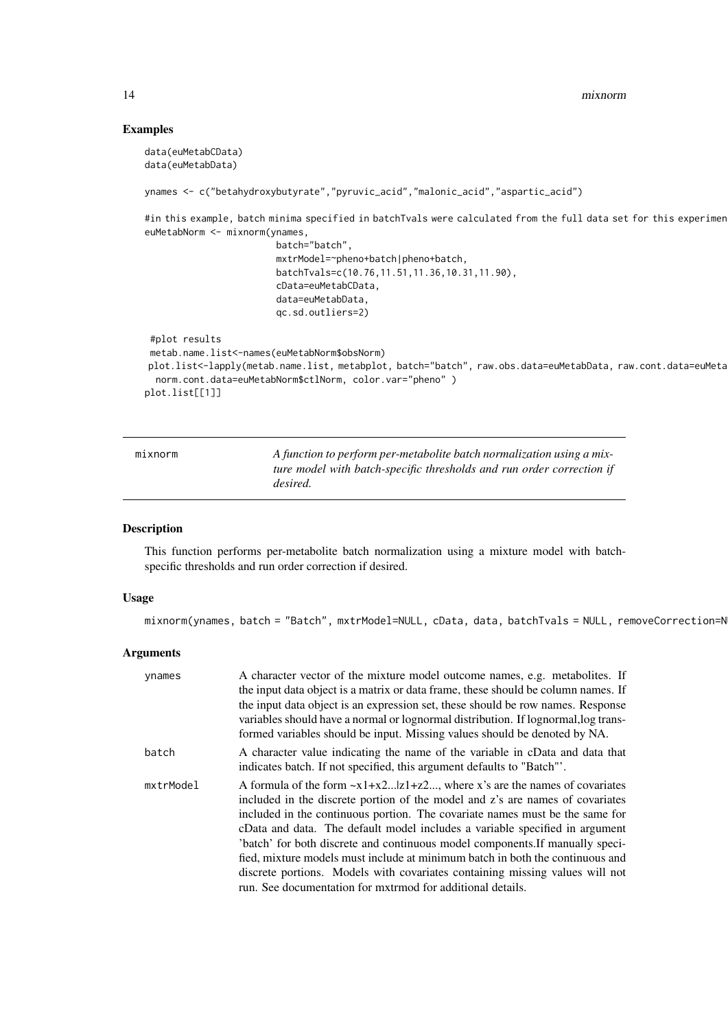## Examples

```
data(euMetabCData)
data(euMetabData)

ynames <- c("betahydroxybutyrate","pyruvic_acid","malonic_acid","aspartic_acid")

#in this example, batch minima specified in batchTvals were calculated from the full data set for this experimen
euMetabNorm <- mixnorm(ynames,
                       batch="batch",
                       mxtrModel=~pheno+batch|pheno+batch,
                       batchTvals=c(10.76,11.51,11.36,10.31,11.90),
                       cData=euMetabCData,
                       data=euMetabData,
                       qc.sd.outliers=2)

 #plot results
 metab.name.list<-names(euMetabNorm$obsNorm)
 plot.list<-lapply(metab.name.list, metabplot, batch="batch", raw.obs.data=euMetabData, raw.cont.data=euMeta
  norm.cont.data=euMetabNorm$ctlNorm, color.var="pheno" )
plot.list[[1]]
```

---

mixnorm — *A function to perform per-metabolite batch normalization using a mixture model with batch-specific thresholds and run order correction if desired.*

## Description

This function performs per-metabolite batch normalization using a mixture model with batch-specific thresholds and run order correction if desired.

## Usage

```
mixnorm(ynames, batch = "Batch", mxtrModel=NULL, cData, data, batchTvals = NULL, removeCorrection=N
```

## Arguments

| | |
|---|---|
| ynames | A character vector of the mixture model outcome names, e.g. metabolites. If the input data object is a matrix or data frame, these should be column names. If the input data object is an expression set, these should be row names. Response variables should have a normal or lognormal distribution. If lognormal,log transformed variables should be input. Missing values should be denoted by NA. |
| batch | A character value indicating the name of the variable in cData and data that indicates batch. If not specified, this argument defaults to "Batch"'. |
| mxtrModel | A formula of the form ~x1+x2...\|z1+z2..., where x's are the names of covariates included in the discrete portion of the model and z's are names of covariates included in the continuous portion. The covariate names must be the same for cData and data. The default model includes a variable specified in argument 'batch' for both discrete and continuous model components.If manually specified, mixture models must include at minimum batch in both the continuous and discrete portions. Models with covariates containing missing values will not run. See documentation for mxtrmod for additional details. |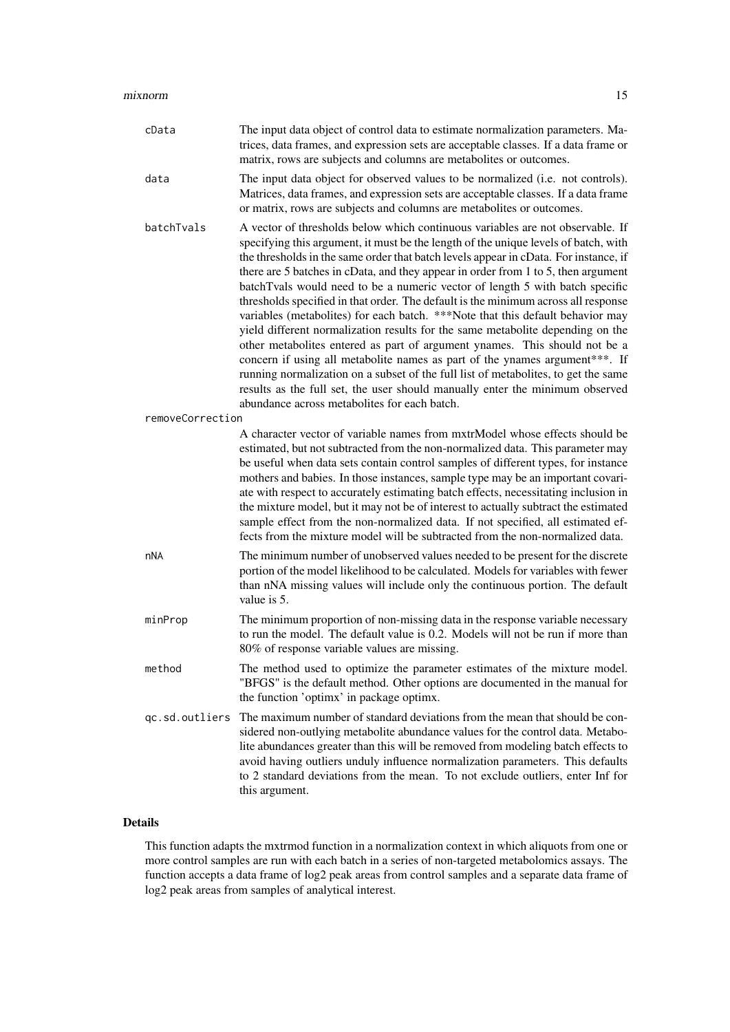| | |
|---|---|
| `cData` | The input data object of control data to estimate normalization parameters. Matrices, data frames, and expression sets are acceptable classes. If a data frame or matrix, rows are subjects and columns are metabolites or outcomes. |
| `data` | The input data object for observed values to be normalized (i.e. not controls). Matrices, data frames, and expression sets are acceptable classes. If a data frame or matrix, rows are subjects and columns are metabolites or outcomes. |
| `batchTvals` | A vector of thresholds below which continuous variables are not observable. If specifying this argument, it must be the length of the unique levels of batch, with the thresholds in the same order that batch levels appear in cData. For instance, if there are 5 batches in cData, and they appear in order from 1 to 5, then argument batchTvals would need to be a numeric vector of length 5 with batch specific thresholds specified in that order. The default is the minimum across all response variables (metabolites) for each batch. ***Note that this default behavior may yield different normalization results for the same metabolite depending on the other metabolites entered as part of argument ynames. This should not be a concern if using all metabolite names as part of the ynames argument***. If running normalization on a subset of the full list of metabolites, to get the same results as the full set, the user should manually enter the minimum observed abundance across metabolites for each batch. |
| `removeCorrection` | A character vector of variable names from mxtrModel whose effects should be estimated, but not subtracted from the non-normalized data. This parameter may be useful when data sets contain control samples of different types, for instance mothers and babies. In those instances, sample type may be an important covariate with respect to accurately estimating batch effects, necessitating inclusion in the mixture model, but it may not be of interest to actually subtract the estimated sample effect from the non-normalized data. If not specified, all estimated effects from the mixture model will be subtracted from the non-normalized data. |
| `nNA` | The minimum number of unobserved values needed to be present for the discrete portion of the model likelihood to be calculated. Models for variables with fewer than nNA missing values will include only the continuous portion. The default value is 5. |
| `minProp` | The minimum proportion of non-missing data in the response variable necessary to run the model. The default value is 0.2. Models will not be run if more than 80% of response variable values are missing. |
| `method` | The method used to optimize the parameter estimates of the mixture model. "BFGS" is the default method. Other options are documented in the manual for the function 'optimx' in package optimx. |
| `qc.sd.outliers` | The maximum number of standard deviations from the mean that should be considered non-outlying metabolite abundance values for the control data. Metabolite abundances greater than this will be removed from modeling batch effects to avoid having outliers unduly influence normalization parameters. This defaults to 2 standard deviations from the mean. To not exclude outliers, enter Inf for this argument. |

## Details

This function adapts the mxtrmod function in a normalization context in which aliquots from one or more control samples are run with each batch in a series of non-targeted metabolomics assays. The function accepts a data frame of log2 peak areas from control samples and a separate data frame of log2 peak areas from samples of analytical interest.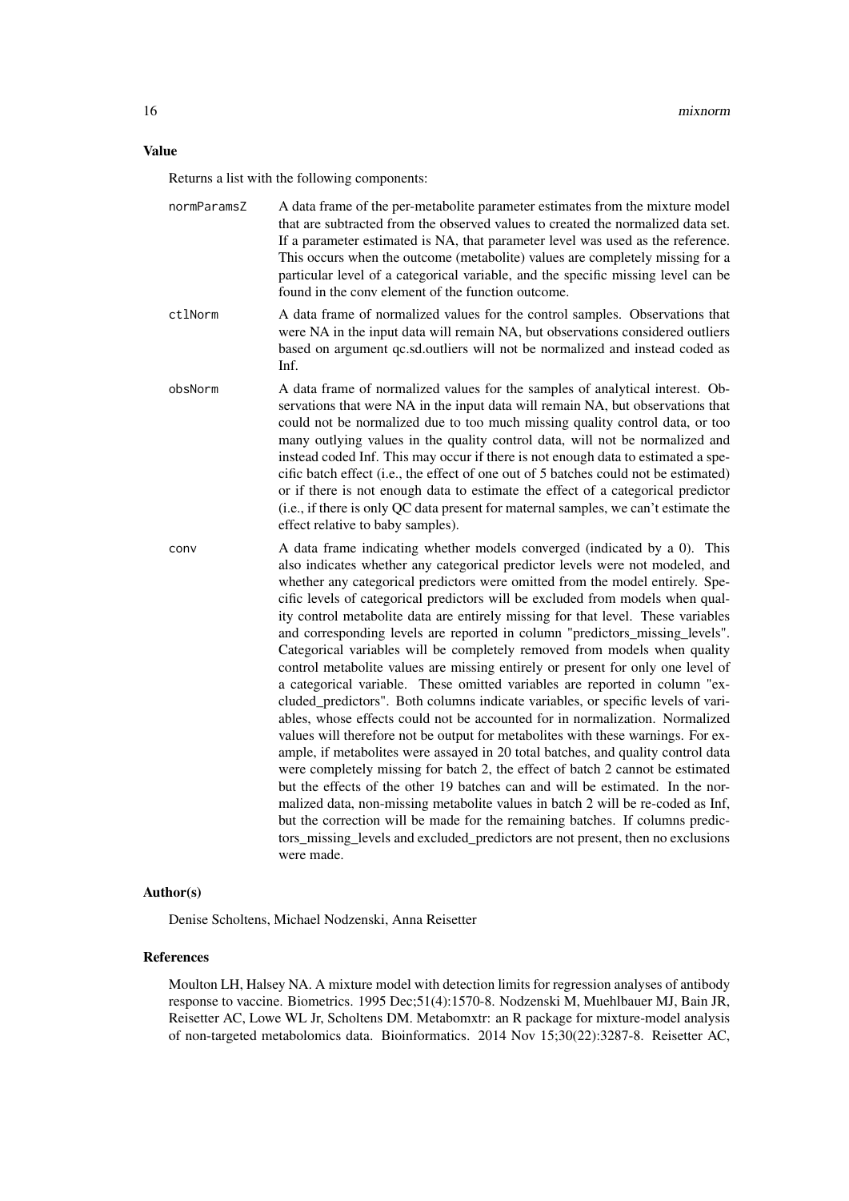## Value

Returns a list with the following components:

- **normParamsZ**: A data frame of the per-metabolite parameter estimates from the mixture model that are subtracted from the observed values to created the normalized data set. If a parameter estimated is NA, that parameter level was used as the reference. This occurs when the outcome (metabolite) values are completely missing for a particular level of a categorical variable, and the specific missing level can be found in the conv element of the function outcome.
- **ctlNorm**: A data frame of normalized values for the control samples. Observations that were NA in the input data will remain NA, but observations considered outliers based on argument qc.sd.outliers will not be normalized and instead coded as Inf.
- **obsNorm**: A data frame of normalized values for the samples of analytical interest. Observations that were NA in the input data will remain NA, but observations that could not be normalized due to too much missing quality control data, or too many outlying values in the quality control data, will not be normalized and instead coded Inf. This may occur if there is not enough data to estimated a specific batch effect (i.e., the effect of one out of 5 batches could not be estimated) or if there is not enough data to estimate the effect of a categorical predictor (i.e., if there is only QC data present for maternal samples, we can't estimate the effect relative to baby samples).
- **conv**: A data frame indicating whether models converged (indicated by a 0). This also indicates whether any categorical predictor levels were not modeled, and whether any categorical predictors were omitted from the model entirely. Specific levels of categorical predictors will be excluded from models when quality control metabolite data are entirely missing for that level. These variables and corresponding levels are reported in column "predictors_missing_levels". Categorical variables will be completely removed from models when quality control metabolite values are missing entirely or present for only one level of a categorical variable. These omitted variables are reported in column "excluded_predictors". Both columns indicate variables, or specific levels of variables, whose effects could not be accounted for in normalization. Normalized values will therefore not be output for metabolites with these warnings. For example, if metabolites were assayed in 20 total batches, and quality control data were completely missing for batch 2, the effect of batch 2 cannot be estimated but the effects of the other 19 batches can and will be estimated. In the normalized data, non-missing metabolite values in batch 2 will be re-coded as Inf, but the correction will be made for the remaining batches. If columns predictors_missing_levels and excluded_predictors are not present, then no exclusions were made.

## Author(s)

Denise Scholtens, Michael Nodzenski, Anna Reisetter

## References

Moulton LH, Halsey NA. A mixture model with detection limits for regression analyses of antibody response to vaccine. Biometrics. 1995 Dec;51(4):1570-8. Nodzenski M, Muehlbauer MJ, Bain JR, Reisetter AC, Lowe WL Jr, Scholtens DM. Metabomxtr: an R package for mixture-model analysis of non-targeted metabolomics data. Bioinformatics. 2014 Nov 15;30(22):3287-8. Reisetter AC,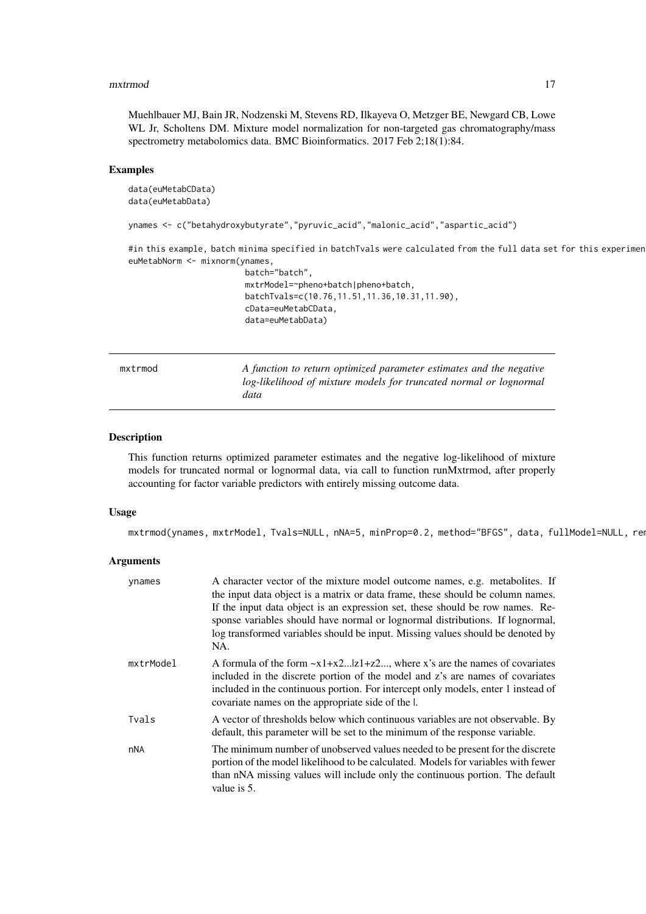Muehlbauer MJ, Bain JR, Nodzenski M, Stevens RD, Ilkayeva O, Metzger BE, Newgard CB, Lowe WL Jr, Scholtens DM. Mixture model normalization for non-targeted gas chromatography/mass spectrometry metabolomics data. BMC Bioinformatics. 2017 Feb 2;18(1):84.

### Examples

```
data(euMetabCData)
data(euMetabData)

ynames <- c("betahydroxybutyrate","pyruvic_acid","malonic_acid","aspartic_acid")

#in this example, batch minima specified in batchTvals were calculated from the full data set for this experimen
euMetabNorm <- mixnorm(ynames,
                       batch="batch",
                       mxtrModel=~pheno+batch|pheno+batch,
                       batchTvals=c(10.76,11.51,11.36,10.31,11.90),
                       cData=euMetabCData,
                       data=euMetabData)
```

## mxtrmod

*A function to return optimized parameter estimates and the negative log-likelihood of mixture models for truncated normal or lognormal data*

### Description

This function returns optimized parameter estimates and the negative log-likelihood of mixture models for truncated normal or lognormal data, via call to function runMxtrmod, after properly accounting for factor variable predictors with entirely missing outcome data.

### Usage

```
mxtrmod(ynames, mxtrModel, Tvals=NULL, nNA=5, minProp=0.2, method="BFGS", data, fullModel=NULL, rem
```

### Arguments

| | |
|---|---|
| ynames | A character vector of the mixture model outcome names, e.g. metabolites. If the input data object is a matrix or data frame, these should be column names. If the input data object is an expression set, these should be row names. Response variables should have normal or lognormal distributions. If lognormal, log transformed variables should be input. Missing values should be denoted by NA. |
| mxtrModel | A formula of the form ~x1+x2...\|z1+z2..., where x's are the names of covariates included in the discrete portion of the model and z's are names of covariates included in the continuous portion. For intercept only models, enter 1 instead of covariate names on the appropriate side of the \|. |
| Tvals | A vector of thresholds below which continuous variables are not observable. By default, this parameter will be set to the minimum of the response variable. |
| nNA | The minimum number of unobserved values needed to be present for the discrete portion of the model likelihood to be calculated. Models for variables with fewer than nNA missing values will include only the continuous portion. The default value is 5. |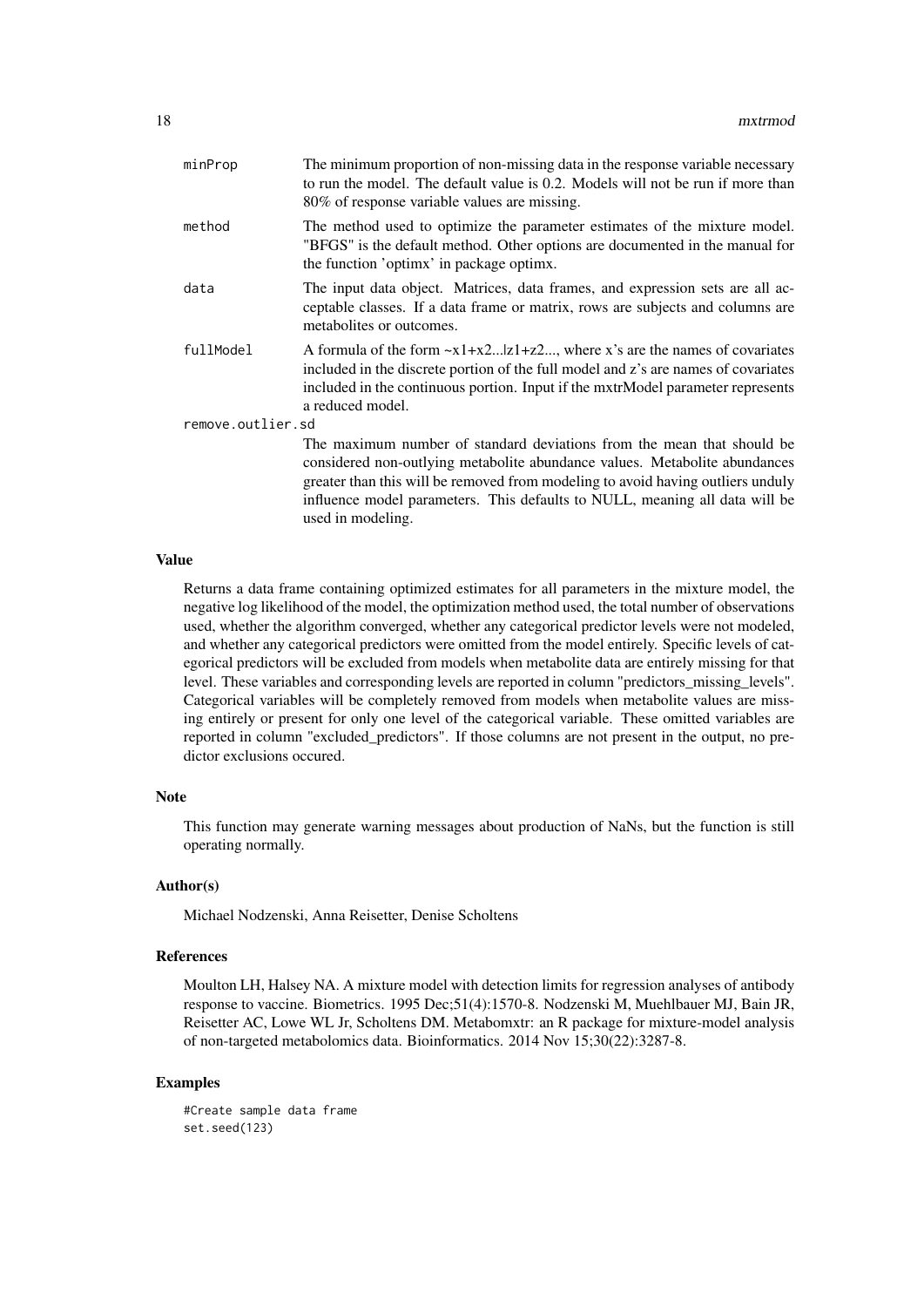| | |
|---|---|
| minProp | The minimum proportion of non-missing data in the response variable necessary to run the model. The default value is 0.2. Models will not be run if more than 80% of response variable values are missing. |
| method | The method used to optimize the parameter estimates of the mixture model. "BFGS" is the default method. Other options are documented in the manual for the function 'optimx' in package optimx. |
| data | The input data object. Matrices, data frames, and expression sets are all acceptable classes. If a data frame or matrix, rows are subjects and columns are metabolites or outcomes. |
| fullModel | A formula of the form ~x1+x2...\|z1+z2..., where x's are the names of covariates included in the discrete portion of the full model and z's are names of covariates included in the continuous portion. Input if the mxtrModel parameter represents a reduced model. |
| remove.outlier.sd | The maximum number of standard deviations from the mean that should be considered non-outlying metabolite abundance values. Metabolite abundances greater than this will be removed from modeling to avoid having outliers unduly influence model parameters. This defaults to NULL, meaning all data will be used in modeling. |

## Value

Returns a data frame containing optimized estimates for all parameters in the mixture model, the negative log likelihood of the model, the optimization method used, the total number of observations used, whether the algorithm converged, whether any categorical predictor levels were not modeled, and whether any categorical predictors were omitted from the model entirely. Specific levels of categorical predictors will be excluded from models when metabolite data are entirely missing for that level. These variables and corresponding levels are reported in column "predictors_missing_levels". Categorical variables will be completely removed from models when metabolite values are missing entirely or present for only one level of the categorical variable. These omitted variables are reported in column "excluded_predictors". If those columns are not present in the output, no predictor exclusions occured.

## Note

This function may generate warning messages about production of NaNs, but the function is still operating normally.

## Author(s)

Michael Nodzenski, Anna Reisetter, Denise Scholtens

## References

Moulton LH, Halsey NA. A mixture model with detection limits for regression analyses of antibody response to vaccine. Biometrics. 1995 Dec;51(4):1570-8. Nodzenski M, Muehlbauer MJ, Bain JR, Reisetter AC, Lowe WL Jr, Scholtens DM. Metabomxtr: an R package for mixture-model analysis of non-targeted metabolomics data. Bioinformatics. 2014 Nov 15;30(22):3287-8.

## Examples

```
#Create sample data frame
set.seed(123)
```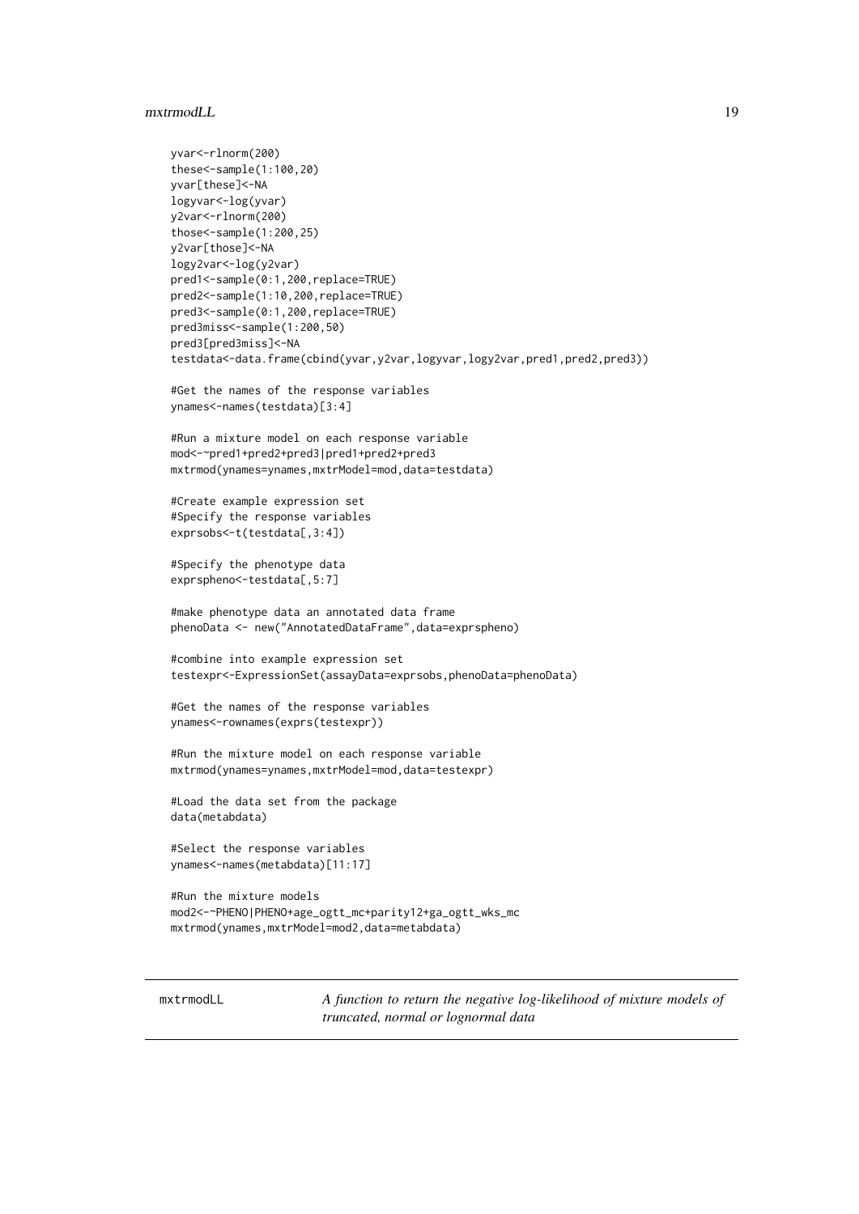```
yvar<-rlnorm(200)
these<-sample(1:100,20)
yvar[these]<-NA
logyvar<-log(yvar)
y2var<-rlnorm(200)
those<-sample(1:200,25)
y2var[those]<-NA
logy2var<-log(y2var)
pred1<-sample(0:1,200,replace=TRUE)
pred2<-sample(1:10,200,replace=TRUE)
pred3<-sample(0:1,200,replace=TRUE)
pred3miss<-sample(1:200,50)
pred3[pred3miss]<-NA
testdata<-data.frame(cbind(yvar,y2var,logyvar,logy2var,pred1,pred2,pred3))

#Get the names of the response variables
ynames<-names(testdata)[3:4]

#Run a mixture model on each response variable
mod<-~pred1+pred2+pred3|pred1+pred2+pred3
mxtrmod(ynames=ynames,mxtrModel=mod,data=testdata)

#Create example expression set
#Specify the response variables
exprsobs<-t(testdata[,3:4])

#Specify the phenotype data
exprspheno<-testdata[,5:7]

#make phenotype data an annotated data frame
phenoData <- new("AnnotatedDataFrame",data=exprspheno)

#combine into example expression set
testexpr<-ExpressionSet(assayData=exprsobs,phenoData=phenoData)

#Get the names of the response variables
ynames<-rownames(exprs(testexpr))

#Run the mixture model on each response variable
mxtrmod(ynames=ynames,mxtrModel=mod,data=testexpr)

#Load the data set from the package
data(metabdata)

#Select the response variables
ynames<-names(metabdata)[11:17]

#Run the mixture models
mod2<-~PHENO|PHENO+age_ogtt_mc+parity12+ga_ogtt_wks_mc
mxtrmod(ynames,mxtrModel=mod2,data=metabdata)
```

---

## mxtrmodLL

*A function to return the negative log-likelihood of mixture models of truncated, normal or lognormal data*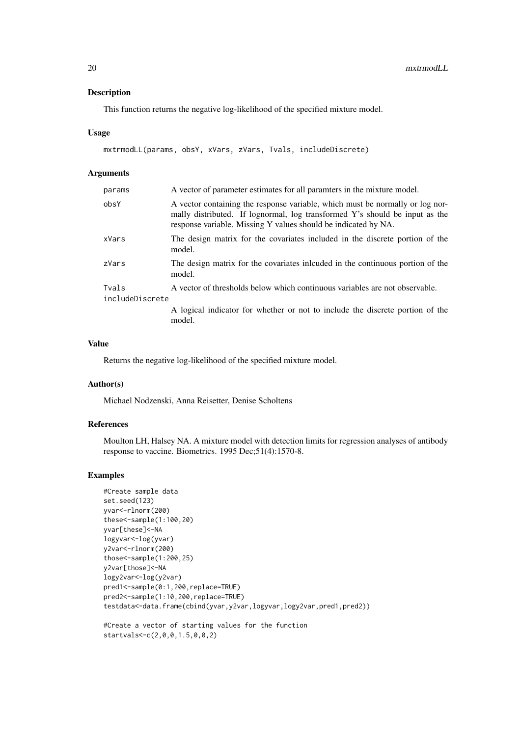## Description

This function returns the negative log-likelihood of the specified mixture model.

## Usage

```
mxtrmodLL(params, obsY, xVars, zVars, Tvals, includeDiscrete)
```

## Arguments

| | |
|---|---|
| params | A vector of parameter estimates for all paramters in the mixture model. |
| obsY | A vector containing the response variable, which must be normally or log normally distributed. If lognormal, log transformed Y's should be input as the response variable. Missing Y values should be indicated by NA. |
| xVars | The design matrix for the covariates included in the discrete portion of the model. |
| zVars | The design matrix for the covariates inlcuded in the continuous portion of the model. |
| Tvals | A vector of thresholds below which continuous variables are not observable. |
| includeDiscrete | A logical indicator for whether or not to include the discrete portion of the model. |

## Value

Returns the negative log-likelihood of the specified mixture model.

## Author(s)

Michael Nodzenski, Anna Reisetter, Denise Scholtens

## References

Moulton LH, Halsey NA. A mixture model with detection limits for regression analyses of antibody response to vaccine. Biometrics. 1995 Dec;51(4):1570-8.

## Examples

```
#Create sample data
set.seed(123)
yvar<-rlnorm(200)
these<-sample(1:100,20)
yvar[these]<-NA
logyvar<-log(yvar)
y2var<-rlnorm(200)
those<-sample(1:200,25)
y2var[those]<-NA
logy2var<-log(y2var)
pred1<-sample(0:1,200,replace=TRUE)
pred2<-sample(1:10,200,replace=TRUE)
testdata<-data.frame(cbind(yvar,y2var,logyvar,logy2var,pred1,pred2))

#Create a vector of starting values for the function
startvals<-c(2,0,0,1.5,0,0,2)
```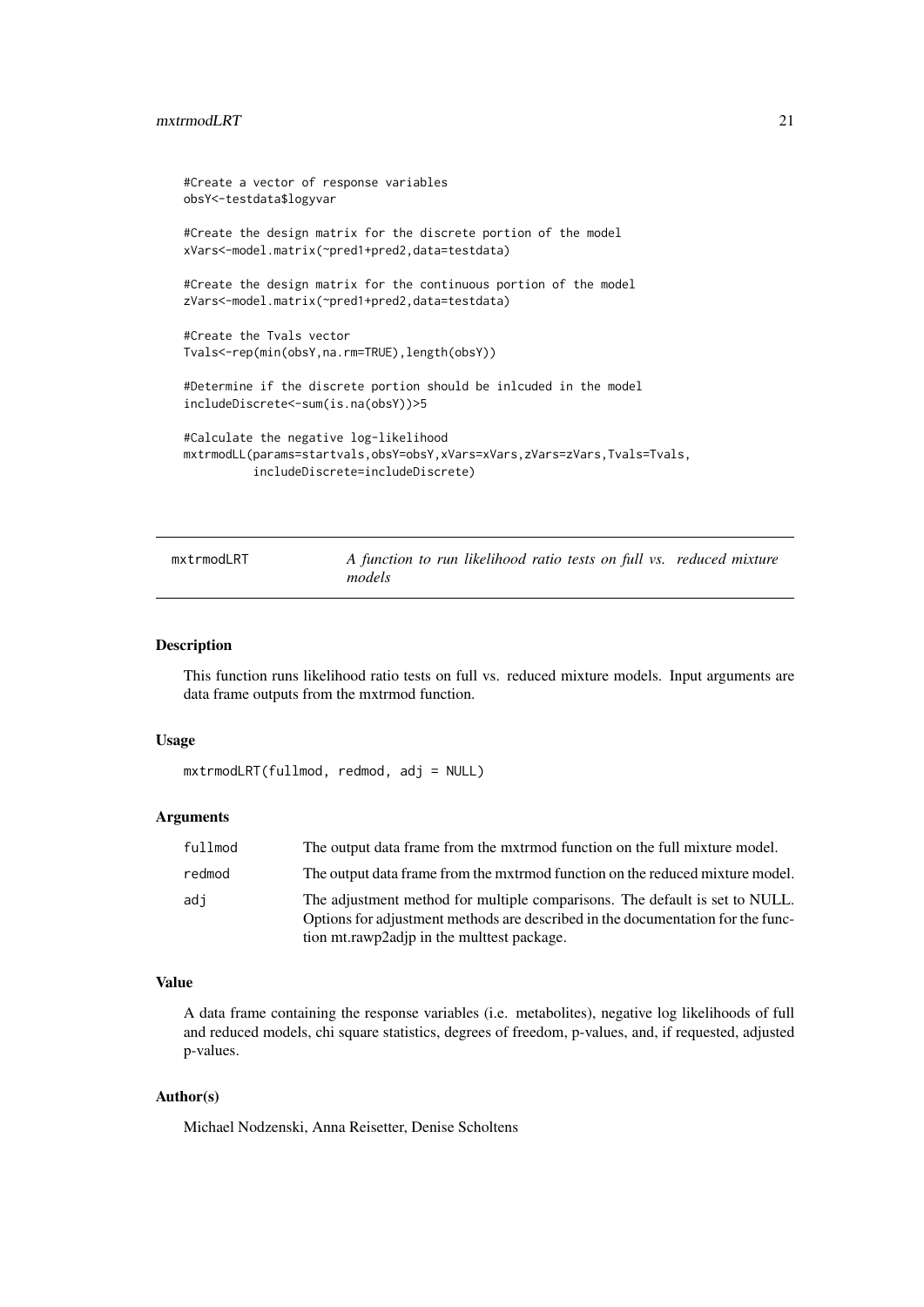```
#Create a vector of response variables
obsY<-testdata$logyvar

#Create the design matrix for the discrete portion of the model
xVars<-model.matrix(~pred1+pred2,data=testdata)

#Create the design matrix for the continuous portion of the model
zVars<-model.matrix(~pred1+pred2,data=testdata)

#Create the Tvals vector
Tvals<-rep(min(obsY,na.rm=TRUE),length(obsY))

#Determine if the discrete portion should be inlcuded in the model
includeDiscrete<-sum(is.na(obsY))>5

#Calculate the negative log-likelihood
mxtrmodLL(params=startvals,obsY=obsY,xVars=xVars,zVars=zVars,Tvals=Tvals,
          includeDiscrete=includeDiscrete)
```

## mxtrmodLRT — *A function to run likelihood ratio tests on full vs. reduced mixture models*

### Description

This function runs likelihood ratio tests on full vs. reduced mixture models. Input arguments are data frame outputs from the mxtrmod function.

### Usage

```
mxtrmodLRT(fullmod, redmod, adj = NULL)
```

### Arguments

| | |
|---|---|
| fullmod | The output data frame from the mxtrmod function on the full mixture model. |
| redmod | The output data frame from the mxtrmod function on the reduced mixture model. |
| adj | The adjustment method for multiple comparisons. The default is set to NULL. Options for adjustment methods are described in the documentation for the function mt.rawp2adjp in the multtest package. |

### Value

A data frame containing the response variables (i.e. metabolites), negative log likelihoods of full and reduced models, chi square statistics, degrees of freedom, p-values, and, if requested, adjusted p-values.

### Author(s)

Michael Nodzenski, Anna Reisetter, Denise Scholtens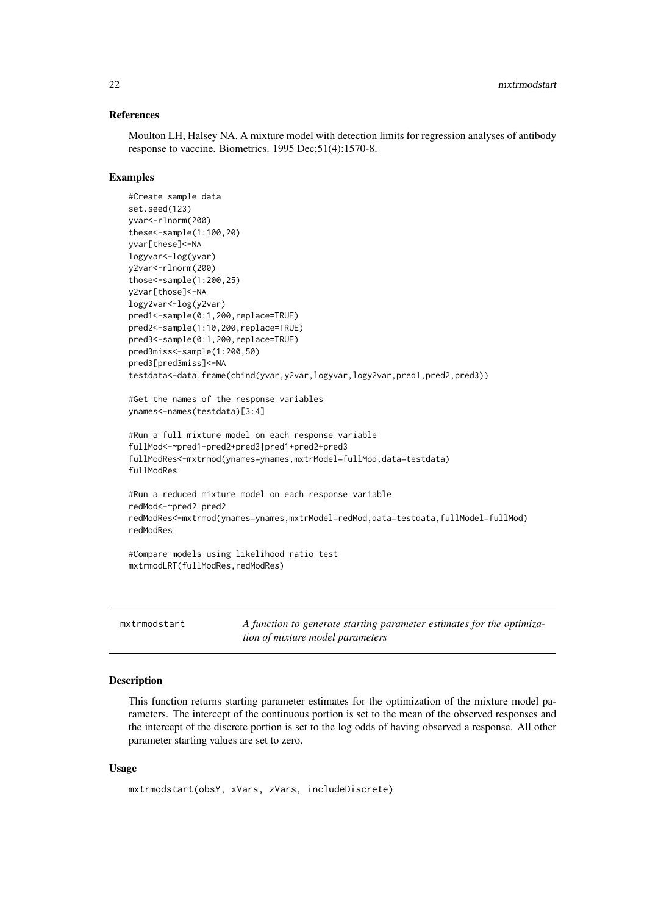### References

Moulton LH, Halsey NA. A mixture model with detection limits for regression analyses of antibody response to vaccine. Biometrics. 1995 Dec;51(4):1570-8.

### Examples

```
#Create sample data
set.seed(123)
yvar<-rlnorm(200)
these<-sample(1:100,20)
yvar[these]<-NA
logyvar<-log(yvar)
y2var<-rlnorm(200)
those<-sample(1:200,25)
y2var[those]<-NA
logy2var<-log(y2var)
pred1<-sample(0:1,200,replace=TRUE)
pred2<-sample(1:10,200,replace=TRUE)
pred3<-sample(0:1,200,replace=TRUE)
pred3miss<-sample(1:200,50)
pred3[pred3miss]<-NA
testdata<-data.frame(cbind(yvar,y2var,logyvar,logy2var,pred1,pred2,pred3))

#Get the names of the response variables
ynames<-names(testdata)[3:4]

#Run a full mixture model on each response variable
fullMod<-~pred1+pred2+pred3|pred1+pred2+pred3
fullModRes<-mxtrmod(ynames=ynames,mxtrModel=fullMod,data=testdata)
fullModRes

#Run a reduced mixture model on each response variable
redMod<-~pred2|pred2
redModRes<-mxtrmod(ynames=ynames,mxtrModel=redMod,data=testdata,fullModel=fullMod)
redModRes

#Compare models using likelihood ratio test
mxtrmodLRT(fullModRes,redModRes)
```

---

## mxtrmodstart

*A function to generate starting parameter estimates for the optimization of mixture model parameters*

### Description

This function returns starting parameter estimates for the optimization of the mixture model parameters. The intercept of the continuous portion is set to the mean of the observed responses and the intercept of the discrete portion is set to the log odds of having observed a response. All other parameter starting values are set to zero.

### Usage

```
mxtrmodstart(obsY, xVars, zVars, includeDiscrete)
```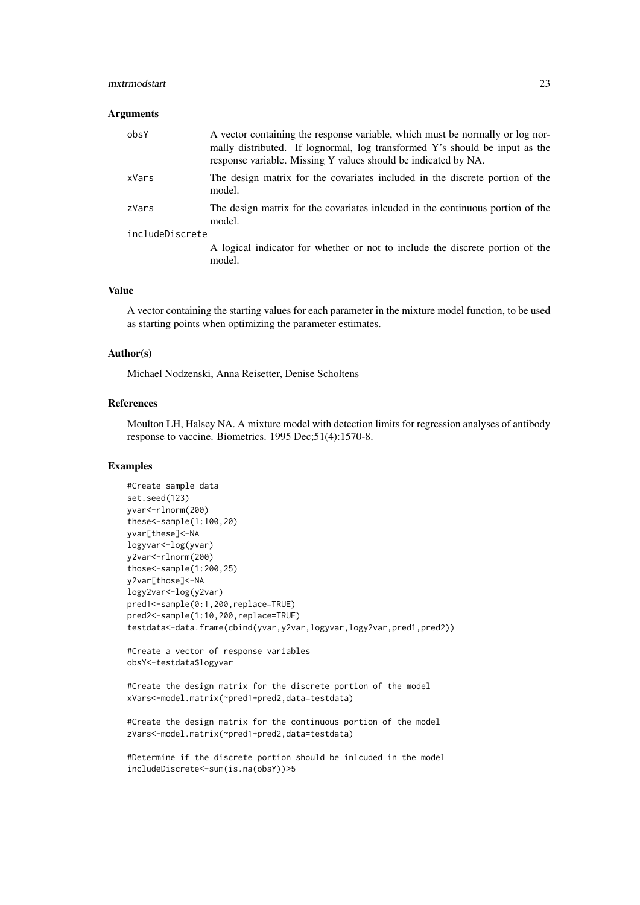### Arguments

obsY
: A vector containing the response variable, which must be normally or log normally distributed. If lognormal, log transformed Y's should be input as the response variable. Missing Y values should be indicated by NA.

xVars
: The design matrix for the covariates included in the discrete portion of the model.

zVars
: The design matrix for the covariates inlcuded in the continuous portion of the model.

includeDiscrete
: A logical indicator for whether or not to include the discrete portion of the model.

### Value

A vector containing the starting values for each parameter in the mixture model function, to be used as starting points when optimizing the parameter estimates.

### Author(s)

Michael Nodzenski, Anna Reisetter, Denise Scholtens

### References

Moulton LH, Halsey NA. A mixture model with detection limits for regression analyses of antibody response to vaccine. Biometrics. 1995 Dec;51(4):1570-8.

### Examples

```
#Create sample data
set.seed(123)
yvar<-rlnorm(200)
these<-sample(1:100,20)
yvar[these]<-NA
logyvar<-log(yvar)
y2var<-rlnorm(200)
those<-sample(1:200,25)
y2var[those]<-NA
logy2var<-log(y2var)
pred1<-sample(0:1,200,replace=TRUE)
pred2<-sample(1:10,200,replace=TRUE)
testdata<-data.frame(cbind(yvar,y2var,logyvar,logy2var,pred1,pred2))

#Create a vector of response variables
obsY<-testdata$logyvar

#Create the design matrix for the discrete portion of the model
xVars<-model.matrix(~pred1+pred2,data=testdata)

#Create the design matrix for the continuous portion of the model
zVars<-model.matrix(~pred1+pred2,data=testdata)

#Determine if the discrete portion should be inlcuded in the model
includeDiscrete<-sum(is.na(obsY))>5
```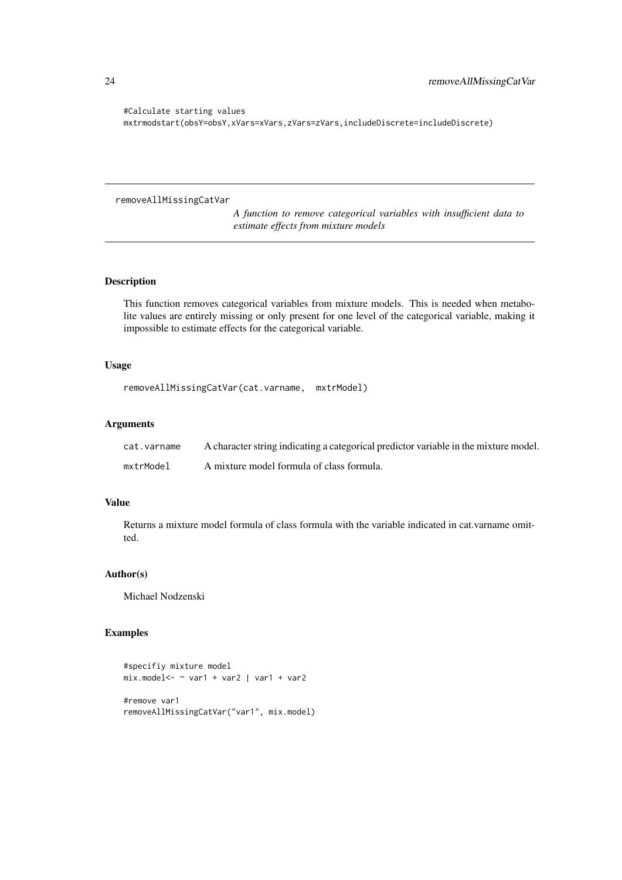```
#Calculate starting values
mxtrmodstart(obsY=obsY,xVars=xVars,zVars=zVars,includeDiscrete=includeDiscrete)
```

---

## removeAllMissingCatVar

*A function to remove categorical variables with insufficient data to estimate effects from mixture models*

---

### Description

This function removes categorical variables from mixture models. This is needed when metabolite values are entirely missing or only present for one level of the categorical variable, making it impossible to estimate effects for the categorical variable.

### Usage

```
removeAllMissingCatVar(cat.varname,  mxtrModel)
```

### Arguments

| | |
|---|---|
| `cat.varname` | A character string indicating a categorical predictor variable in the mixture model. |
| `mxtrModel` | A mixture model formula of class formula. |

### Value

Returns a mixture model formula of class formula with the variable indicated in cat.varname omitted.

### Author(s)

Michael Nodzenski

### Examples

```
#specifiy mixture model
mix.model<- ~ var1 + var2 | var1 + var2

#remove var1
removeAllMissingCatVar("var1", mix.model)
```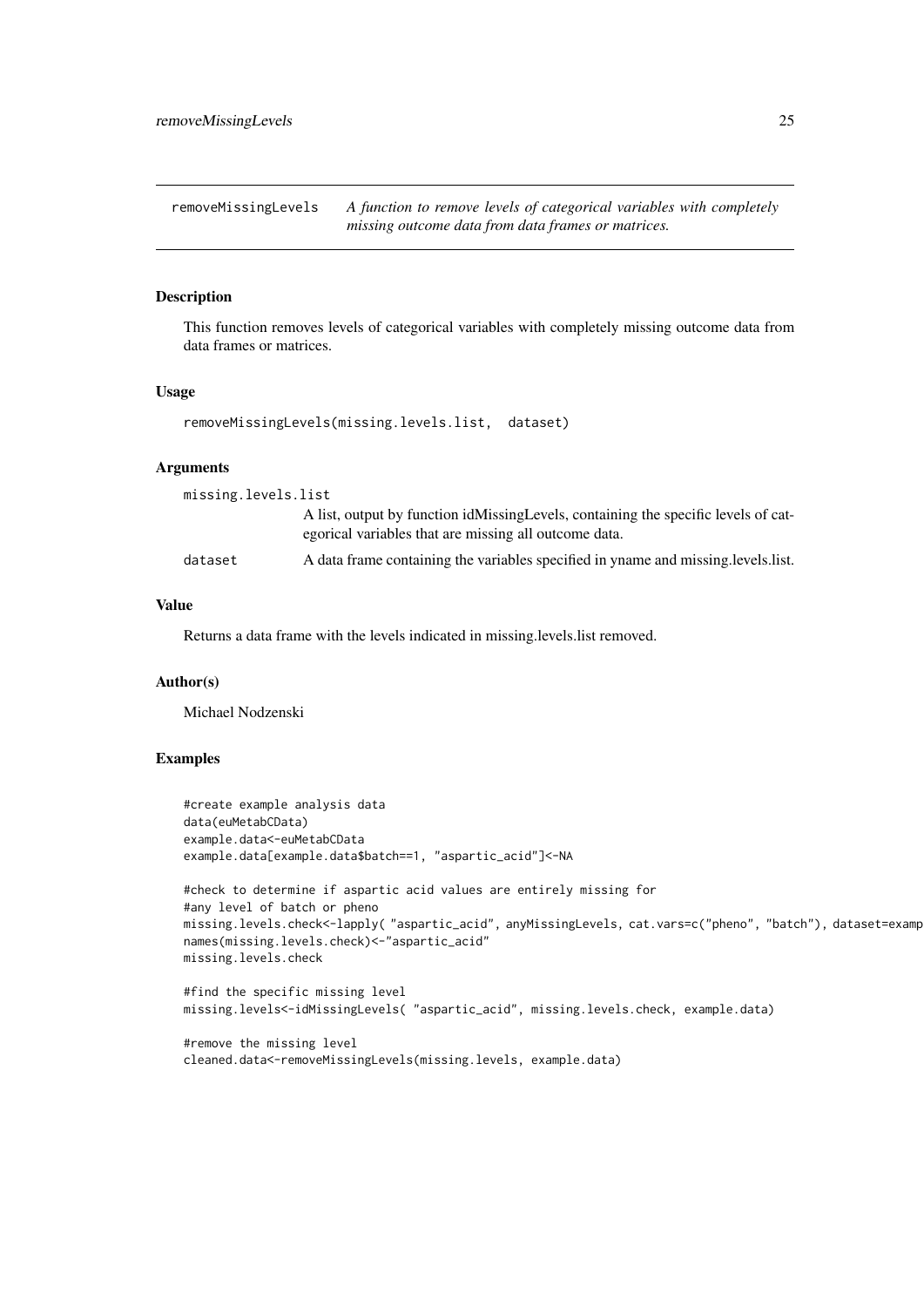removeMissingLevels *A function to remove levels of categorical variables with completely missing outcome data from data frames or matrices.*

### Description

This function removes levels of categorical variables with completely missing outcome data from data frames or matrices.

### Usage

```
removeMissingLevels(missing.levels.list,  dataset)
```

### Arguments

`missing.levels.list`
: A list, output by function idMissingLevels, containing the specific levels of categorical variables that are missing all outcome data.

`dataset`
: A data frame containing the variables specified in yname and missing.levels.list.

### Value

Returns a data frame with the levels indicated in missing.levels.list removed.

### Author(s)

Michael Nodzenski

### Examples

```
#create example analysis data
data(euMetabCData)
example.data<-euMetabCData
example.data[example.data$batch==1, "aspartic_acid"]<-NA

#check to determine if aspartic acid values are entirely missing for
#any level of batch or pheno
missing.levels.check<-lapply( "aspartic_acid", anyMissingLevels, cat.vars=c("pheno", "batch"), dataset=examp
names(missing.levels.check)<-"aspartic_acid"
missing.levels.check

#find the specific missing level
missing.levels<-idMissingLevels( "aspartic_acid", missing.levels.check, example.data)

#remove the missing level
cleaned.data<-removeMissingLevels(missing.levels, example.data)
```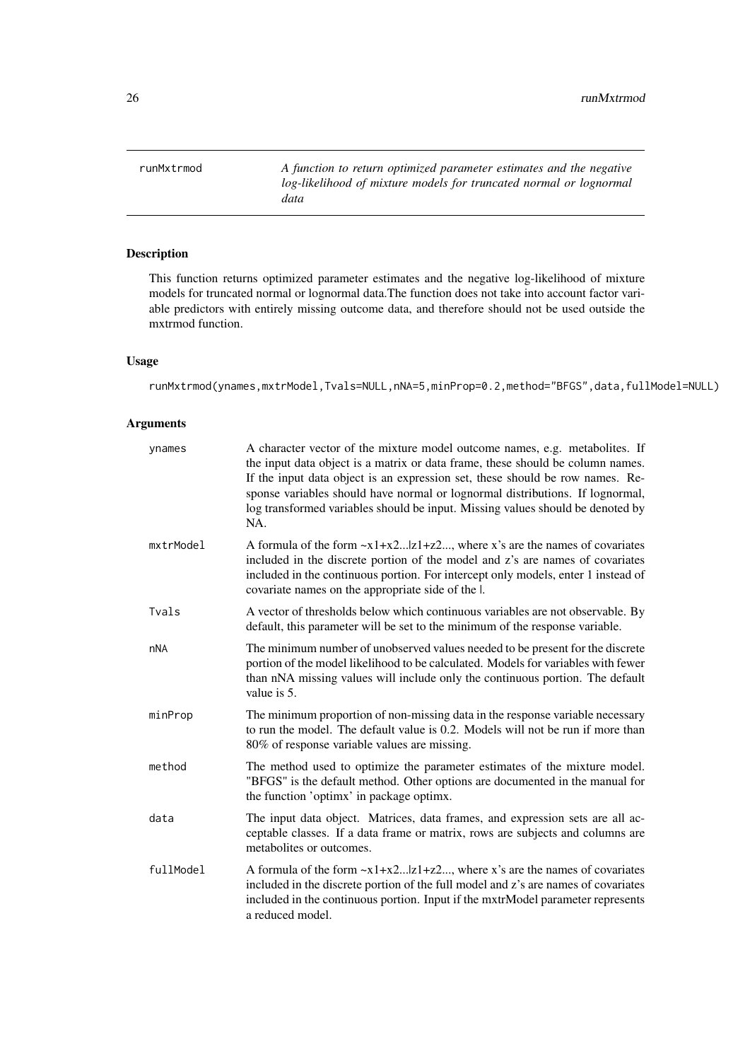runMxtrmod — *A function to return optimized parameter estimates and the negative log-likelihood of mixture models for truncated normal or lognormal data*

## Description

This function returns optimized parameter estimates and the negative log-likelihood of mixture models for truncated normal or lognormal data.The function does not take into account factor variable predictors with entirely missing outcome data, and therefore should not be used outside the mxtrmod function.

## Usage

```
runMxtrmod(ynames,mxtrModel,Tvals=NULL,nNA=5,minProp=0.2,method="BFGS",data,fullModel=NULL)
```

## Arguments

| | |
|---|---|
| `ynames` | A character vector of the mixture model outcome names, e.g. metabolites. If the input data object is a matrix or data frame, these should be column names. If the input data object is an expression set, these should be row names. Response variables should have normal or lognormal distributions. If lognormal, log transformed variables should be input. Missing values should be denoted by NA. |
| `mxtrModel` | A formula of the form ~x1+x2...\|z1+z2..., where x's are the names of covariates included in the discrete portion of the model and z's are names of covariates included in the continuous portion. For intercept only models, enter 1 instead of covariate names on the appropriate side of the \|. |
| `Tvals` | A vector of thresholds below which continuous variables are not observable. By default, this parameter will be set to the minimum of the response variable. |
| `nNA` | The minimum number of unobserved values needed to be present for the discrete portion of the model likelihood to be calculated. Models for variables with fewer than nNA missing values will include only the continuous portion. The default value is 5. |
| `minProp` | The minimum proportion of non-missing data in the response variable necessary to run the model. The default value is 0.2. Models will not be run if more than 80% of response variable values are missing. |
| `method` | The method used to optimize the parameter estimates of the mixture model. "BFGS" is the default method. Other options are documented in the manual for the function 'optimx' in package optimx. |
| `data` | The input data object. Matrices, data frames, and expression sets are all acceptable classes. If a data frame or matrix, rows are subjects and columns are metabolites or outcomes. |
| `fullModel` | A formula of the form ~x1+x2...\|z1+z2..., where x's are the names of covariates included in the discrete portion of the full model and z's are names of covariates included in the continuous portion. Input if the mxtrModel parameter represents a reduced model. |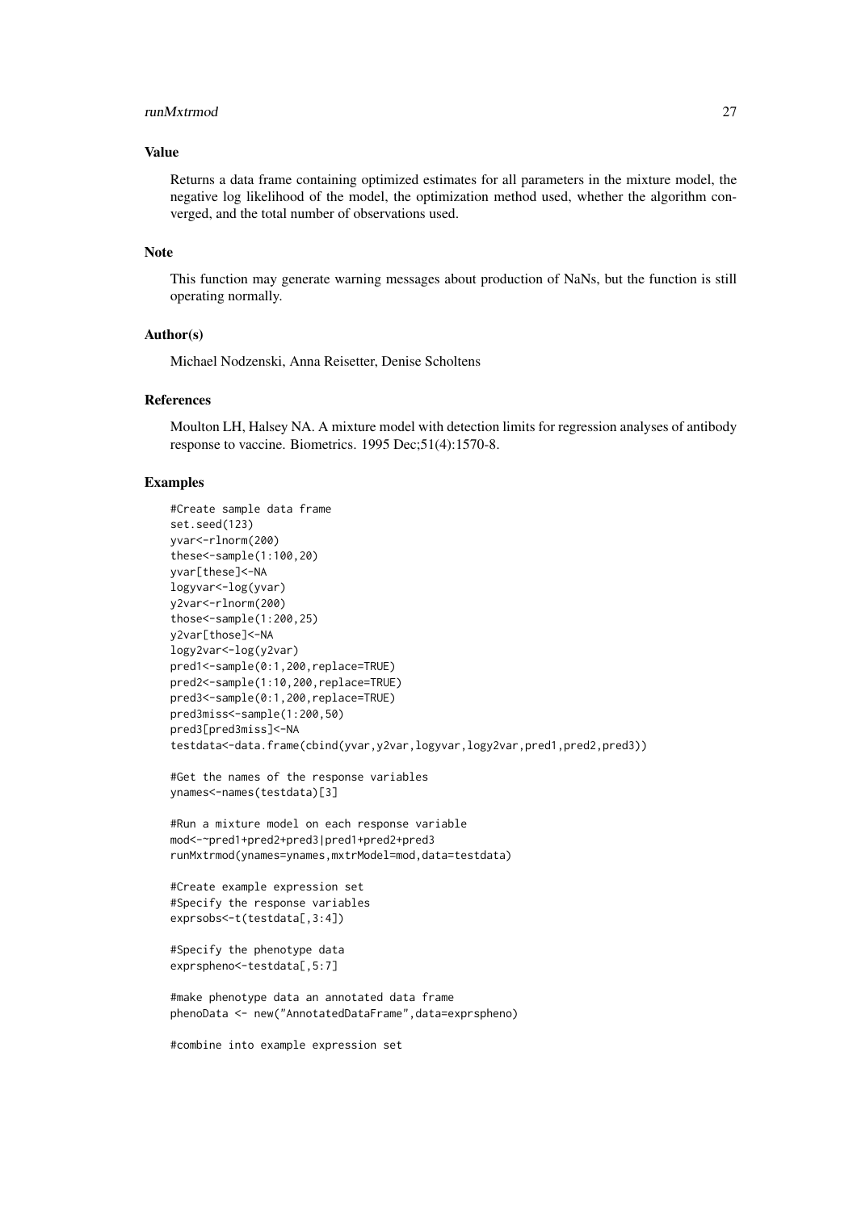## Value

Returns a data frame containing optimized estimates for all parameters in the mixture model, the negative log likelihood of the model, the optimization method used, whether the algorithm converged, and the total number of observations used.

## Note

This function may generate warning messages about production of NaNs, but the function is still operating normally.

## Author(s)

Michael Nodzenski, Anna Reisetter, Denise Scholtens

## References

Moulton LH, Halsey NA. A mixture model with detection limits for regression analyses of antibody response to vaccine. Biometrics. 1995 Dec;51(4):1570-8.

## Examples

```
#Create sample data frame
set.seed(123)
yvar<-rlnorm(200)
these<-sample(1:100,20)
yvar[these]<-NA
logyvar<-log(yvar)
y2var<-rlnorm(200)
those<-sample(1:200,25)
y2var[those]<-NA
logy2var<-log(y2var)
pred1<-sample(0:1,200,replace=TRUE)
pred2<-sample(1:10,200,replace=TRUE)
pred3<-sample(0:1,200,replace=TRUE)
pred3miss<-sample(1:200,50)
pred3[pred3miss]<-NA
testdata<-data.frame(cbind(yvar,y2var,logyvar,logy2var,pred1,pred2,pred3))

#Get the names of the response variables
ynames<-names(testdata)[3]

#Run a mixture model on each response variable
mod<-~pred1+pred2+pred3|pred1+pred2+pred3
runMxtrmod(ynames=ynames,mxtrModel=mod,data=testdata)

#Create example expression set
#Specify the response variables
exprsobs<-t(testdata[,3:4])

#Specify the phenotype data
exprspheno<-testdata[,5:7]

#make phenotype data an annotated data frame
phenoData <- new("AnnotatedDataFrame",data=exprspheno)

#combine into example expression set
```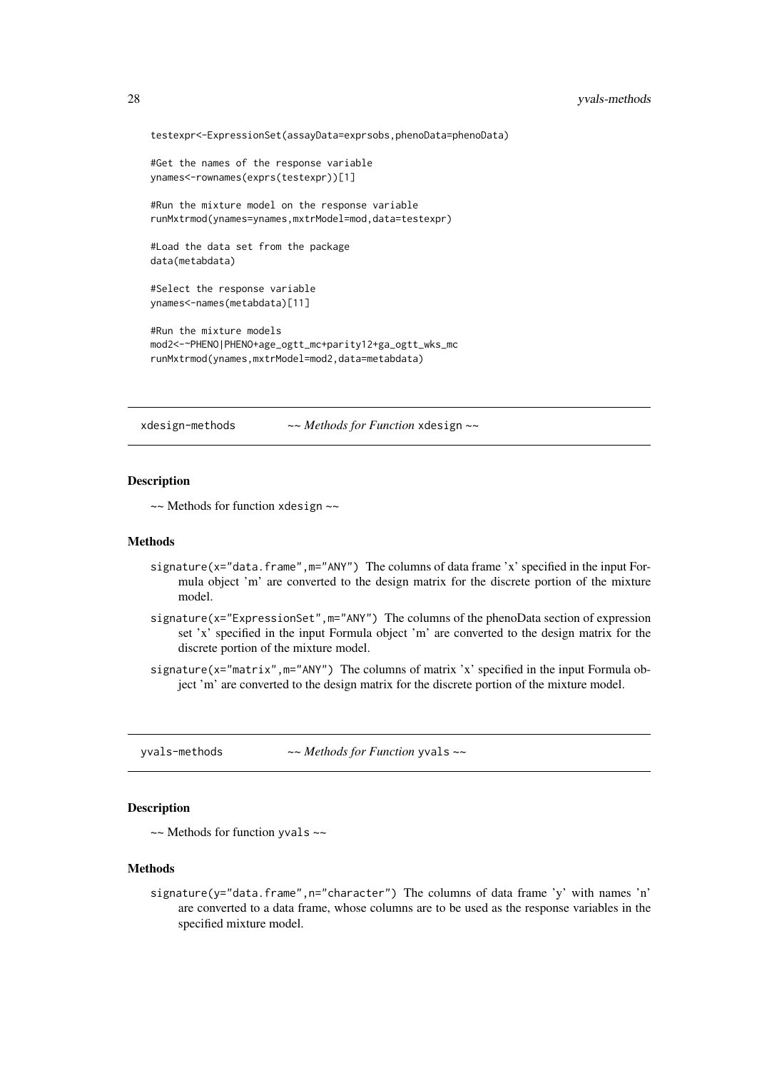```
testexpr<-ExpressionSet(assayData=exprsobs,phenoData=phenoData)

#Get the names of the response variable
ynames<-rownames(exprs(testexpr))[1]

#Run the mixture model on the response variable
runMxtrmod(ynames=ynames,mxtrModel=mod,data=testexpr)

#Load the data set from the package
data(metabdata)

#Select the response variable
ynames<-names(metabdata)[11]

#Run the mixture models
mod2<-~PHENO|PHENO+age_ogtt_mc+parity12+ga_ogtt_wks_mc
runMxtrmod(ynames,mxtrModel=mod2,data=metabdata)
```

## xdesign-methods ~~ *Methods for Function* xdesign ~~

### Description

~~ Methods for function xdesign ~~

### Methods

- signature(x="data.frame",m="ANY") The columns of data frame 'x' specified in the input Formula object 'm' are converted to the design matrix for the discrete portion of the mixture model.
- signature(x="ExpressionSet",m="ANY") The columns of the phenoData section of expression set 'x' specified in the input Formula object 'm' are converted to the design matrix for the discrete portion of the mixture model.
- signature(x="matrix",m="ANY") The columns of matrix 'x' specified in the input Formula object 'm' are converted to the design matrix for the discrete portion of the mixture model.

## yvals-methods ~~ *Methods for Function* yvals ~~

### Description

~~ Methods for function yvals ~~

### Methods

- signature(y="data.frame",n="character") The columns of data frame 'y' with names 'n' are converted to a data frame, whose columns are to be used as the response variables in the specified mixture model.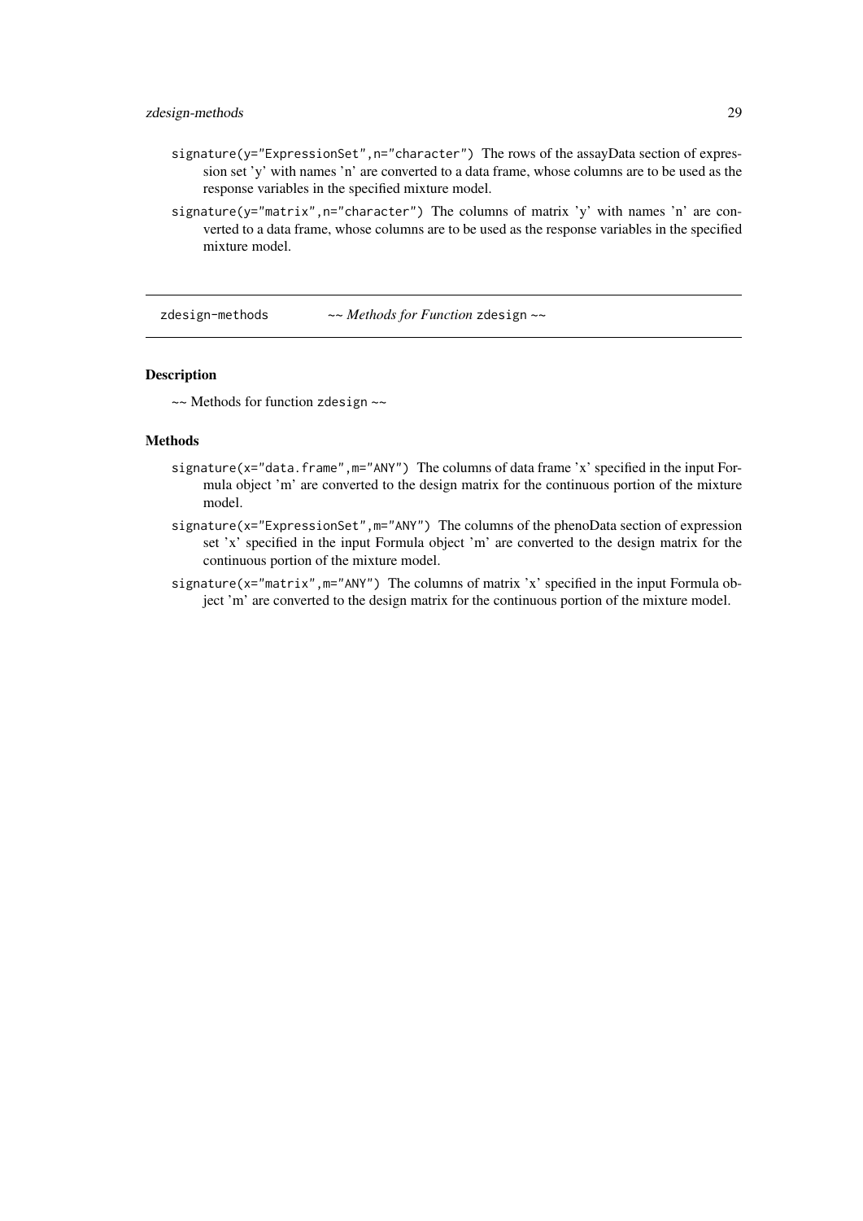- `signature(y="ExpressionSet",n="character")` The rows of the assayData section of expression set 'y' with names 'n' are converted to a data frame, whose columns are to be used as the response variables in the specified mixture model.
- `signature(y="matrix",n="character")` The columns of matrix 'y' with names 'n' are converted to a data frame, whose columns are to be used as the response variables in the specified mixture model.

---

zdesign-methods    *~~ Methods for Function* `zdesign` *~~*

---

### Description

~~ Methods for function `zdesign` ~~

### Methods

- `signature(x="data.frame",m="ANY")` The columns of data frame 'x' specified in the input Formula object 'm' are converted to the design matrix for the continuous portion of the mixture model.
- `signature(x="ExpressionSet",m="ANY")` The columns of the phenoData section of expression set 'x' specified in the input Formula object 'm' are converted to the design matrix for the continuous portion of the mixture model.
- `signature(x="matrix",m="ANY")` The columns of matrix 'x' specified in the input Formula object 'm' are converted to the design matrix for the continuous portion of the mixture model.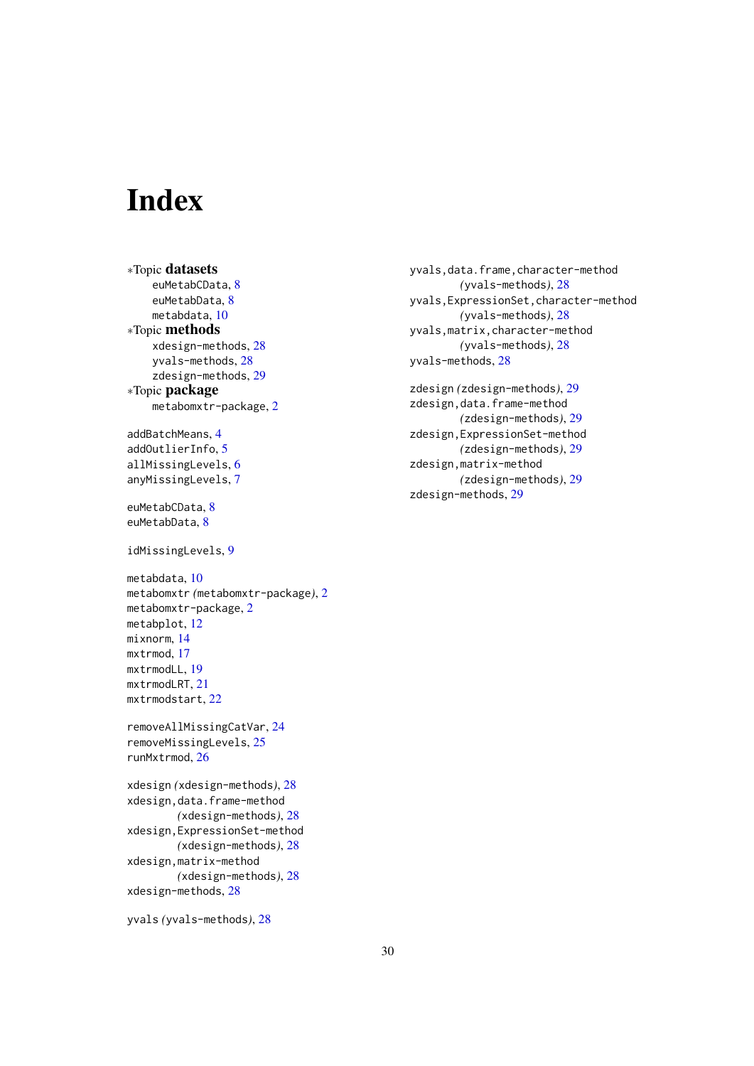# Index

*Topic **datasets**
  euMetabCData, 8
  euMetabData, 8
  metabdata, 10

*Topic **methods**
  xdesign-methods, 28
  yvals-methods, 28
  zdesign-methods, 29

*Topic **package**
  metabomxtr-package, 2

addBatchMeans, 4
addOutlierInfo, 5
allMissingLevels, 6
anyMissingLevels, 7

euMetabCData, 8
euMetabData, 8

idMissingLevels, 9

metabdata, 10
metabomxtr *(*metabomxtr-package*)*, 2
metabomxtr-package, 2
metabplot, 12
mixnorm, 14
mxtrmod, 17
mxtrmodLL, 19
mxtrmodLRT, 21
mxtrmodstart, 22

removeAllMissingCatVar, 24
removeMissingLevels, 25
runMxtrmod, 26

xdesign *(*xdesign-methods*)*, 28
xdesign,data.frame-method *(*xdesign-methods*)*, 28
xdesign,ExpressionSet-method *(*xdesign-methods*)*, 28
xdesign,matrix-method *(*xdesign-methods*)*, 28
xdesign-methods, 28

yvals *(*yvals-methods*)*, 28
yvals,data.frame,character-method *(*yvals-methods*)*, 28
yvals,ExpressionSet,character-method *(*yvals-methods*)*, 28
yvals,matrix,character-method *(*yvals-methods*)*, 28
yvals-methods, 28

zdesign *(*zdesign-methods*)*, 29
zdesign,data.frame-method *(*zdesign-methods*)*, 29
zdesign,ExpressionSet-method *(*zdesign-methods*)*, 29
zdesign,matrix-method *(*zdesign-methods*)*, 29
zdesign-methods, 29